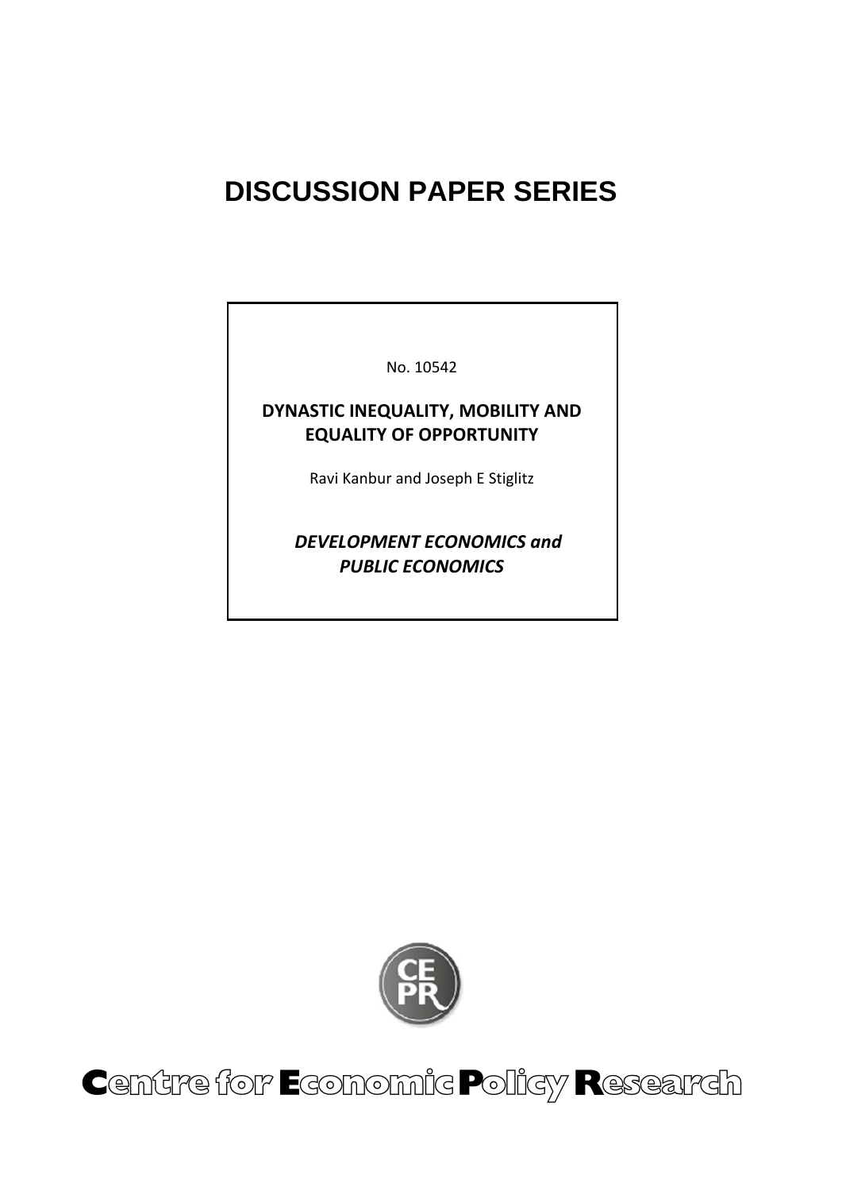# DISCUSSION PAPER SERIES

No. 10542

**DYNASTIC INEQUALITY, MOBILITY AND EQUALITY OF OPPORTUNITY**

Ravi Kanbur and Joseph E Stiglitz

***DEVELOPMENT ECONOMICS and PUBLIC ECONOMICS***

**Centre for Economic Policy Research**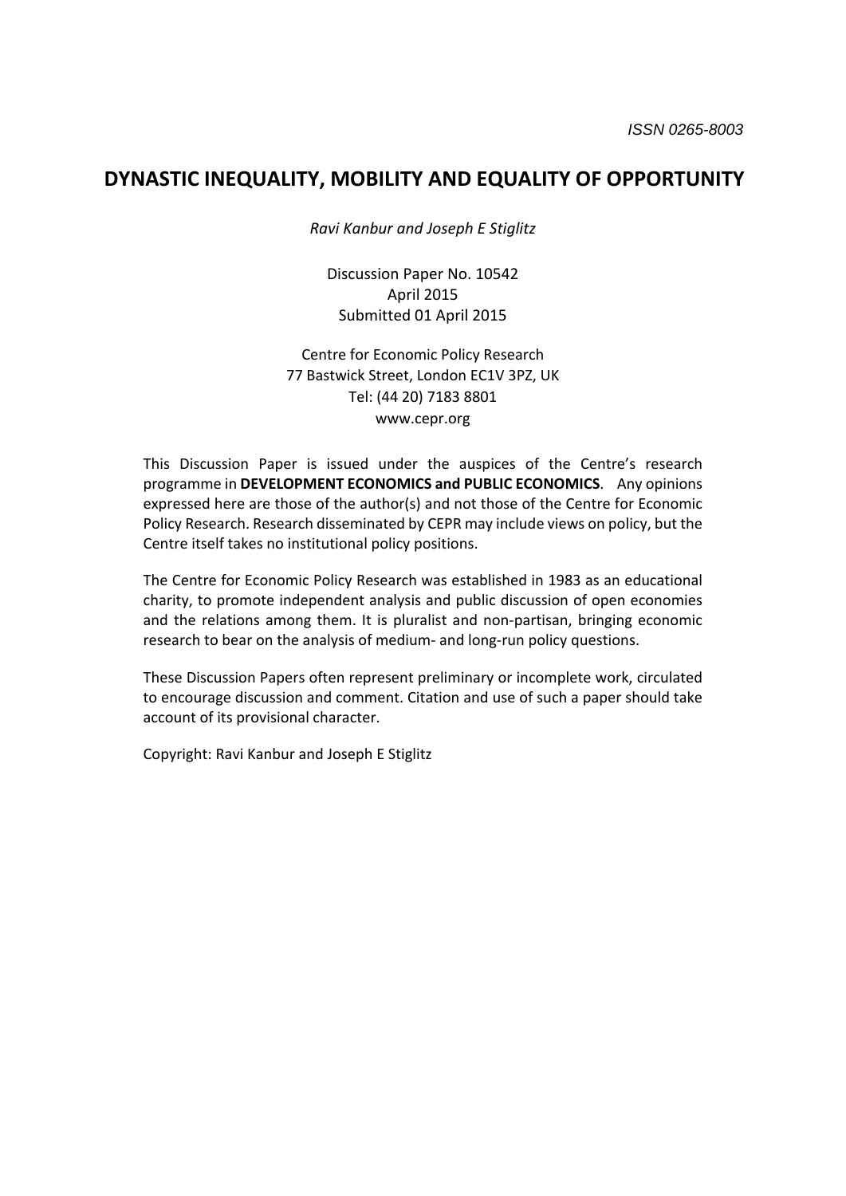ISSN 0265-8003

# DYNASTIC INEQUALITY, MOBILITY AND EQUALITY OF OPPORTUNITY

*Ravi Kanbur and Joseph E Stiglitz*

Discussion Paper No. 10542
April 2015
Submitted 01 April 2015

Centre for Economic Policy Research
77 Bastwick Street, London EC1V 3PZ, UK
Tel: (44 20) 7183 8801
www.cepr.org

This Discussion Paper is issued under the auspices of the Centre's research programme in **DEVELOPMENT ECONOMICS and PUBLIC ECONOMICS**. Any opinions expressed here are those of the author(s) and not those of the Centre for Economic Policy Research. Research disseminated by CEPR may include views on policy, but the Centre itself takes no institutional policy positions.

The Centre for Economic Policy Research was established in 1983 as an educational charity, to promote independent analysis and public discussion of open economies and the relations among them. It is pluralist and non-partisan, bringing economic research to bear on the analysis of medium- and long-run policy questions.

These Discussion Papers often represent preliminary or incomplete work, circulated to encourage discussion and comment. Citation and use of such a paper should take account of its provisional character.

Copyright: Ravi Kanbur and Joseph E Stiglitz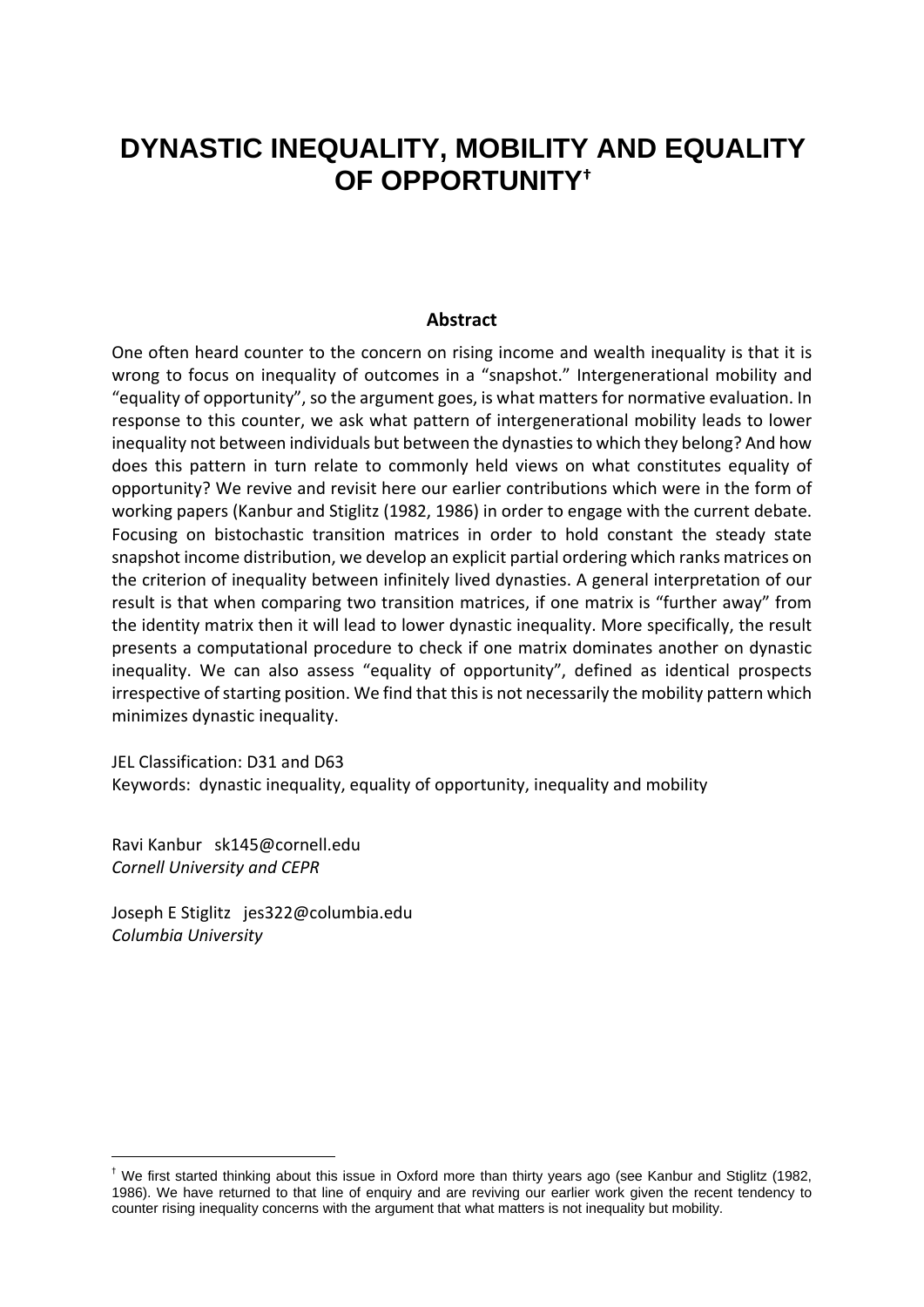# DYNASTIC INEQUALITY, MOBILITY AND EQUALITY OF OPPORTUNITY[†]

**Abstract**

One often heard counter to the concern on rising income and wealth inequality is that it is wrong to focus on inequality of outcomes in a "snapshot." Intergenerational mobility and "equality of opportunity", so the argument goes, is what matters for normative evaluation. In response to this counter, we ask what pattern of intergenerational mobility leads to lower inequality not between individuals but between the dynasties to which they belong? And how does this pattern in turn relate to commonly held views on what constitutes equality of opportunity? We revive and revisit here our earlier contributions which were in the form of working papers (Kanbur and Stiglitz (1982, 1986) in order to engage with the current debate. Focusing on bistochastic transition matrices in order to hold constant the steady state snapshot income distribution, we develop an explicit partial ordering which ranks matrices on the criterion of inequality between infinitely lived dynasties. A general interpretation of our result is that when comparing two transition matrices, if one matrix is "further away" from the identity matrix then it will lead to lower dynastic inequality. More specifically, the result presents a computational procedure to check if one matrix dominates another on dynastic inequality. We can also assess "equality of opportunity", defined as identical prospects irrespective of starting position. We find that this is not necessarily the mobility pattern which minimizes dynastic inequality.

JEL Classification: D31 and D63
Keywords: dynastic inequality, equality of opportunity, inequality and mobility

Ravi Kanbur sk145@cornell.edu
*Cornell University and CEPR*

Joseph E Stiglitz jes322@columbia.edu
*Columbia University*

[†] We first started thinking about this issue in Oxford more than thirty years ago (see Kanbur and Stiglitz (1982, 1986). We have returned to that line of enquiry and are reviving our earlier work given the recent tendency to counter rising inequality concerns with the argument that what matters is not inequality but mobility.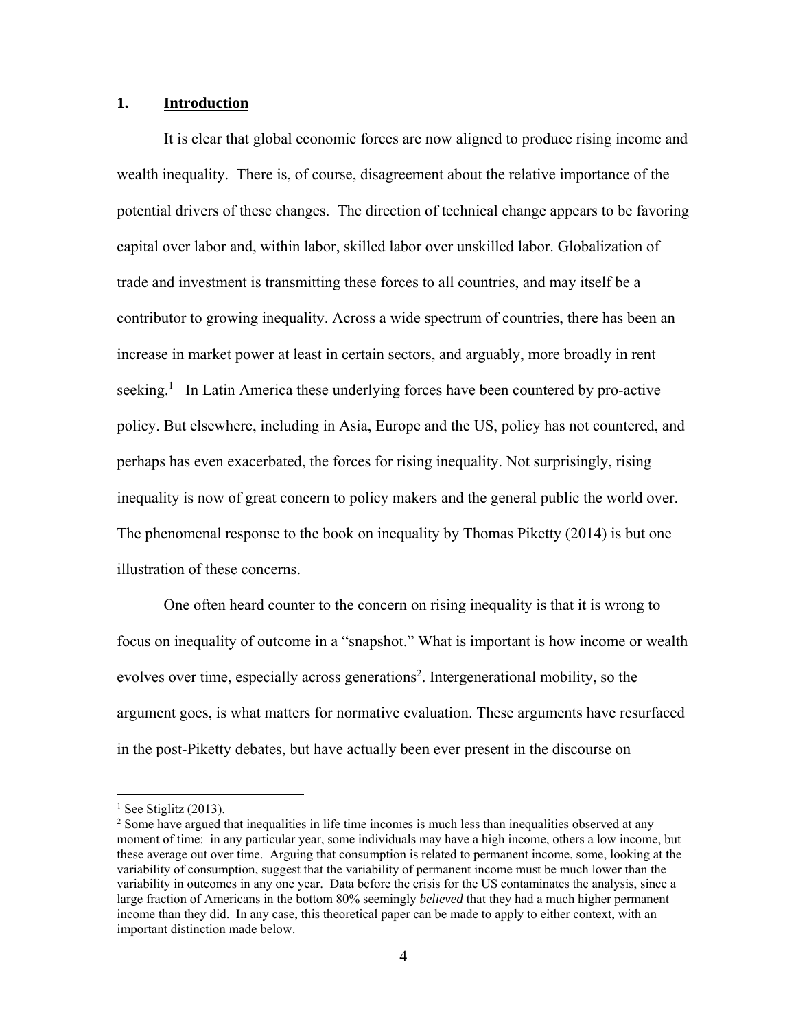## 1. Introduction

It is clear that global economic forces are now aligned to produce rising income and wealth inequality. There is, of course, disagreement about the relative importance of the potential drivers of these changes. The direction of technical change appears to be favoring capital over labor and, within labor, skilled labor over unskilled labor. Globalization of trade and investment is transmitting these forces to all countries, and may itself be a contributor to growing inequality. Across a wide spectrum of countries, there has been an increase in market power at least in certain sectors, and arguably, more broadly in rent seeking.[1] In Latin America these underlying forces have been countered by pro-active policy. But elsewhere, including in Asia, Europe and the US, policy has not countered, and perhaps has even exacerbated, the forces for rising inequality. Not surprisingly, rising inequality is now of great concern to policy makers and the general public the world over. The phenomenal response to the book on inequality by Thomas Piketty (2014) is but one illustration of these concerns.

One often heard counter to the concern on rising inequality is that it is wrong to focus on inequality of outcome in a "snapshot." What is important is how income or wealth evolves over time, especially across generations[2]. Intergenerational mobility, so the argument goes, is what matters for normative evaluation. These arguments have resurfaced in the post-Piketty debates, but have actually been ever present in the discourse on

---

[1] See Stiglitz (2013).

[2] Some have argued that inequalities in life time incomes is much less than inequalities observed at any moment of time: in any particular year, some individuals may have a high income, others a low income, but these average out over time. Arguing that consumption is related to permanent income, some, looking at the variability of consumption, suggest that the variability of permanent income must be much lower than the variability in outcomes in any one year. Data before the crisis for the US contaminates the analysis, since a large fraction of Americans in the bottom 80% seemingly *believed* that they had a much higher permanent income than they did. In any case, this theoretical paper can be made to apply to either context, with an important distinction made below.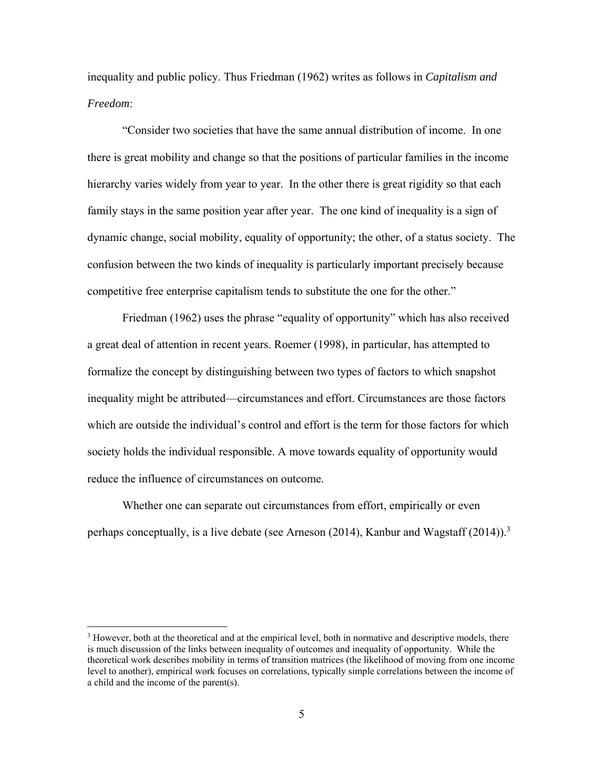inequality and public policy. Thus Friedman (1962) writes as follows in *Capitalism and Freedom*:

"Consider two societies that have the same annual distribution of income. In one there is great mobility and change so that the positions of particular families in the income hierarchy varies widely from year to year. In the other there is great rigidity so that each family stays in the same position year after year. The one kind of inequality is a sign of dynamic change, social mobility, equality of opportunity; the other, of a status society. The confusion between the two kinds of inequality is particularly important precisely because competitive free enterprise capitalism tends to substitute the one for the other."

Friedman (1962) uses the phrase "equality of opportunity" which has also received a great deal of attention in recent years. Roemer (1998), in particular, has attempted to formalize the concept by distinguishing between two types of factors to which snapshot inequality might be attributed—circumstances and effort. Circumstances are those factors which are outside the individual's control and effort is the term for those factors for which society holds the individual responsible. A move towards equality of opportunity would reduce the influence of circumstances on outcome.

Whether one can separate out circumstances from effort, empirically or even perhaps conceptually, is a live debate (see Arneson (2014), Kanbur and Wagstaff (2014)).[3]

[3] However, both at the theoretical and at the empirical level, both in normative and descriptive models, there is much discussion of the links between inequality of outcomes and inequality of opportunity. While the theoretical work describes mobility in terms of transition matrices (the likelihood of moving from one income level to another), empirical work focuses on correlations, typically simple correlations between the income of a child and the income of the parent(s).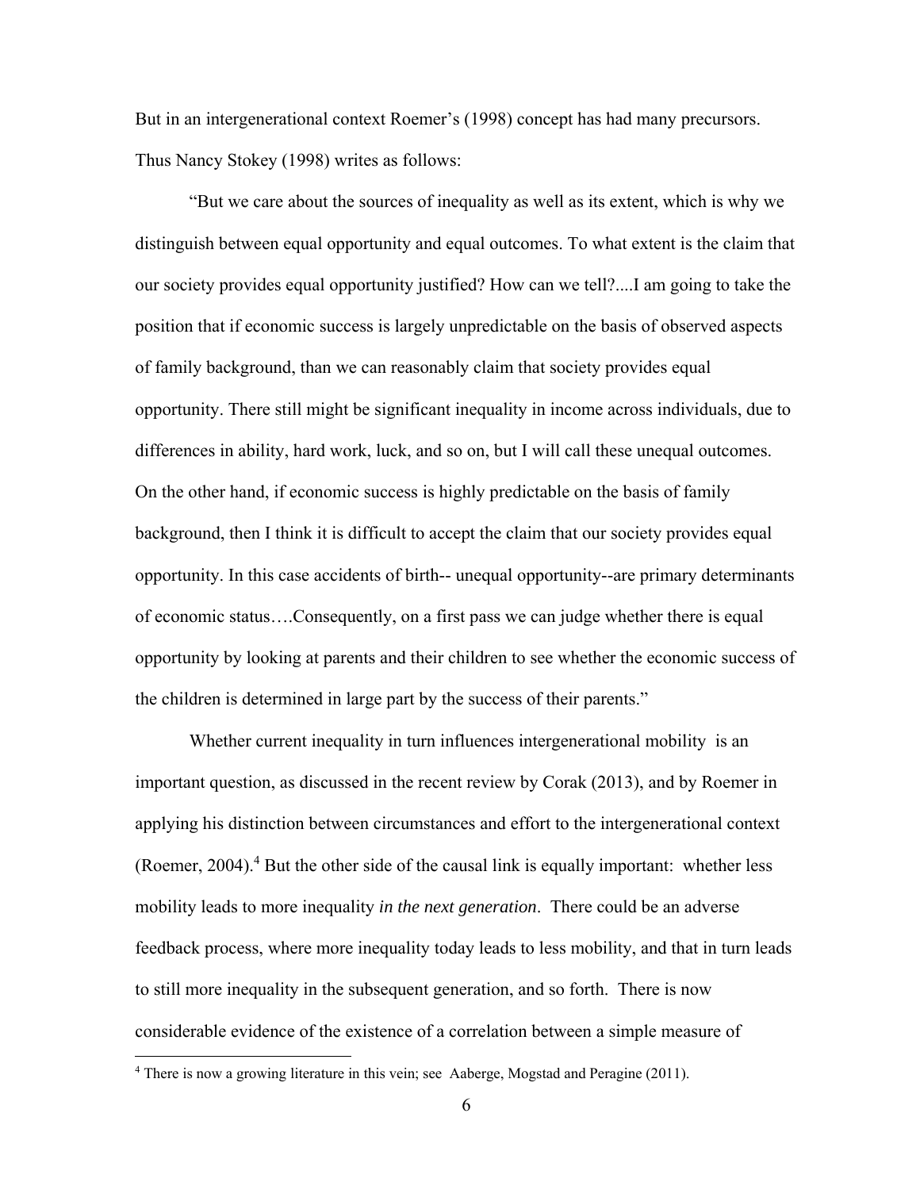But in an intergenerational context Roemer's (1998) concept has had many precursors. Thus Nancy Stokey (1998) writes as follows:

"But we care about the sources of inequality as well as its extent, which is why we distinguish between equal opportunity and equal outcomes. To what extent is the claim that our society provides equal opportunity justified? How can we tell?....I am going to take the position that if economic success is largely unpredictable on the basis of observed aspects of family background, than we can reasonably claim that society provides equal opportunity. There still might be significant inequality in income across individuals, due to differences in ability, hard work, luck, and so on, but I will call these unequal outcomes. On the other hand, if economic success is highly predictable on the basis of family background, then I think it is difficult to accept the claim that our society provides equal opportunity. In this case accidents of birth-- unequal opportunity--are primary determinants of economic status….Consequently, on a first pass we can judge whether there is equal opportunity by looking at parents and their children to see whether the economic success of the children is determined in large part by the success of their parents."

Whether current inequality in turn influences intergenerational mobility is an important question, as discussed in the recent review by Corak (2013), and by Roemer in applying his distinction between circumstances and effort to the intergenerational context (Roemer, 2004).[4] But the other side of the causal link is equally important: whether less mobility leads to more inequality *in the next generation*. There could be an adverse feedback process, where more inequality today leads to less mobility, and that in turn leads to still more inequality in the subsequent generation, and so forth. There is now considerable evidence of the existence of a correlation between a simple measure of

[4] There is now a growing literature in this vein; see Aaberge, Mogstad and Peragine (2011).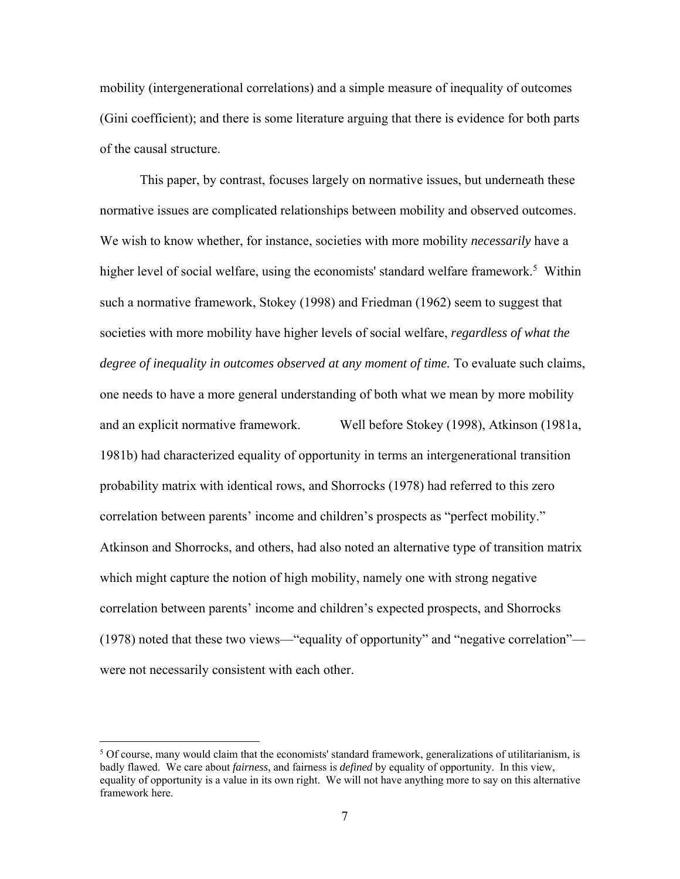mobility (intergenerational correlations) and a simple measure of inequality of outcomes (Gini coefficient); and there is some literature arguing that there is evidence for both parts of the causal structure.

This paper, by contrast, focuses largely on normative issues, but underneath these normative issues are complicated relationships between mobility and observed outcomes. We wish to know whether, for instance, societies with more mobility *necessarily* have a higher level of social welfare, using the economists' standard welfare framework.[5] Within such a normative framework, Stokey (1998) and Friedman (1962) seem to suggest that societies with more mobility have higher levels of social welfare, *regardless of what the degree of inequality in outcomes observed at any moment of time.* To evaluate such claims, one needs to have a more general understanding of both what we mean by more mobility and an explicit normative framework. Well before Stokey (1998), Atkinson (1981a, 1981b) had characterized equality of opportunity in terms an intergenerational transition probability matrix with identical rows, and Shorrocks (1978) had referred to this zero correlation between parents' income and children's prospects as "perfect mobility." Atkinson and Shorrocks, and others, had also noted an alternative type of transition matrix which might capture the notion of high mobility, namely one with strong negative correlation between parents' income and children's expected prospects, and Shorrocks (1978) noted that these two views—"equality of opportunity" and "negative correlation"—were not necessarily consistent with each other.

---

[5] Of course, many would claim that the economists' standard framework, generalizations of utilitarianism, is badly flawed. We care about *fairness*, and fairness is *defined* by equality of opportunity. In this view, equality of opportunity is a value in its own right. We will not have anything more to say on this alternative framework here.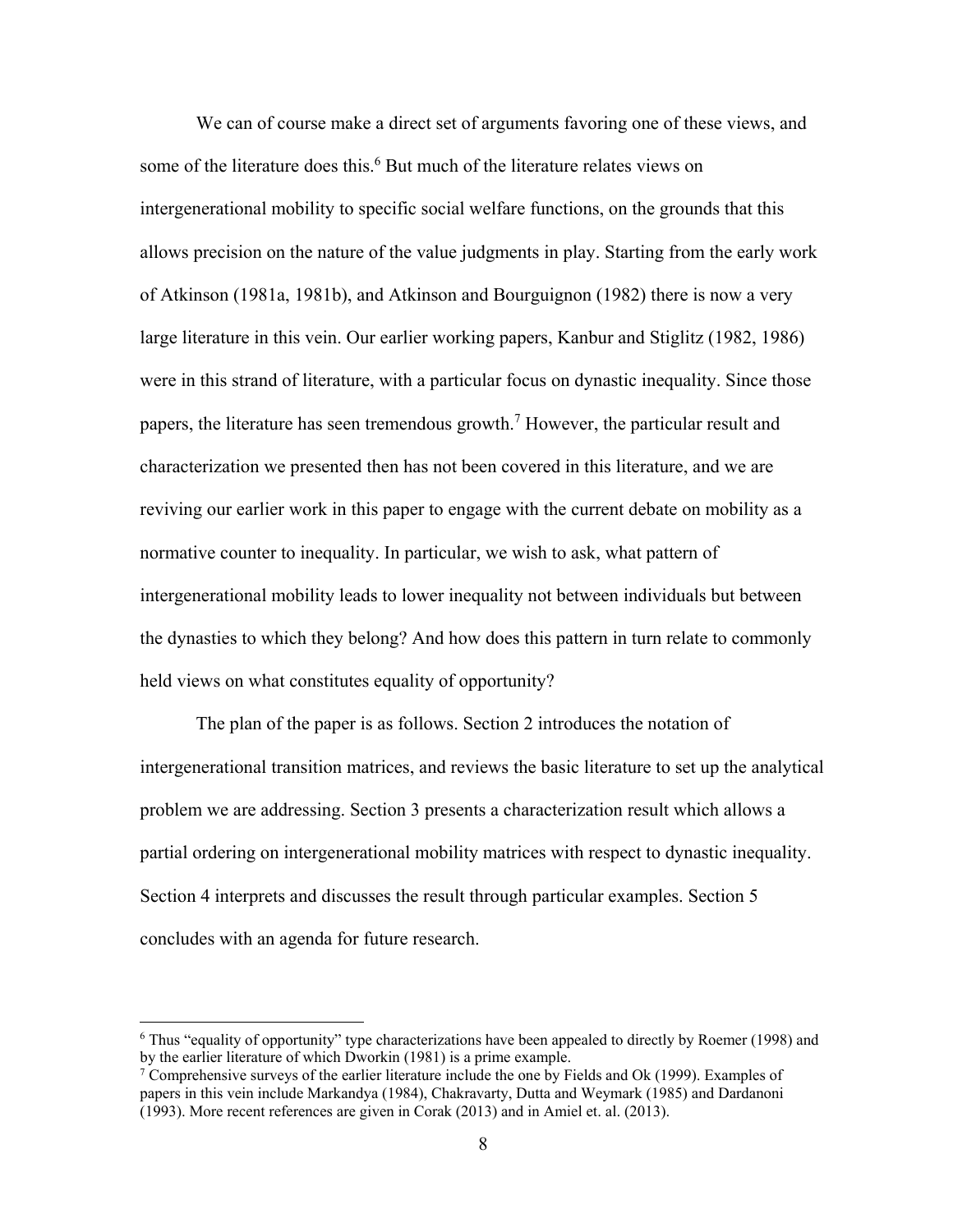We can of course make a direct set of arguments favoring one of these views, and some of the literature does this.[6] But much of the literature relates views on intergenerational mobility to specific social welfare functions, on the grounds that this allows precision on the nature of the value judgments in play. Starting from the early work of Atkinson (1981a, 1981b), and Atkinson and Bourguignon (1982) there is now a very large literature in this vein. Our earlier working papers, Kanbur and Stiglitz (1982, 1986) were in this strand of literature, with a particular focus on dynastic inequality. Since those papers, the literature has seen tremendous growth.[7] However, the particular result and characterization we presented then has not been covered in this literature, and we are reviving our earlier work in this paper to engage with the current debate on mobility as a normative counter to inequality. In particular, we wish to ask, what pattern of intergenerational mobility leads to lower inequality not between individuals but between the dynasties to which they belong? And how does this pattern in turn relate to commonly held views on what constitutes equality of opportunity?

The plan of the paper is as follows. Section 2 introduces the notation of intergenerational transition matrices, and reviews the basic literature to set up the analytical problem we are addressing. Section 3 presents a characterization result which allows a partial ordering on intergenerational mobility matrices with respect to dynastic inequality. Section 4 interprets and discusses the result through particular examples. Section 5 concludes with an agenda for future research.

---

[6] Thus "equality of opportunity" type characterizations have been appealed to directly by Roemer (1998) and by the earlier literature of which Dworkin (1981) is a prime example.

[7] Comprehensive surveys of the earlier literature include the one by Fields and Ok (1999). Examples of papers in this vein include Markandya (1984), Chakravarty, Dutta and Weymark (1985) and Dardanoni (1993). More recent references are given in Corak (2013) and in Amiel et. al. (2013).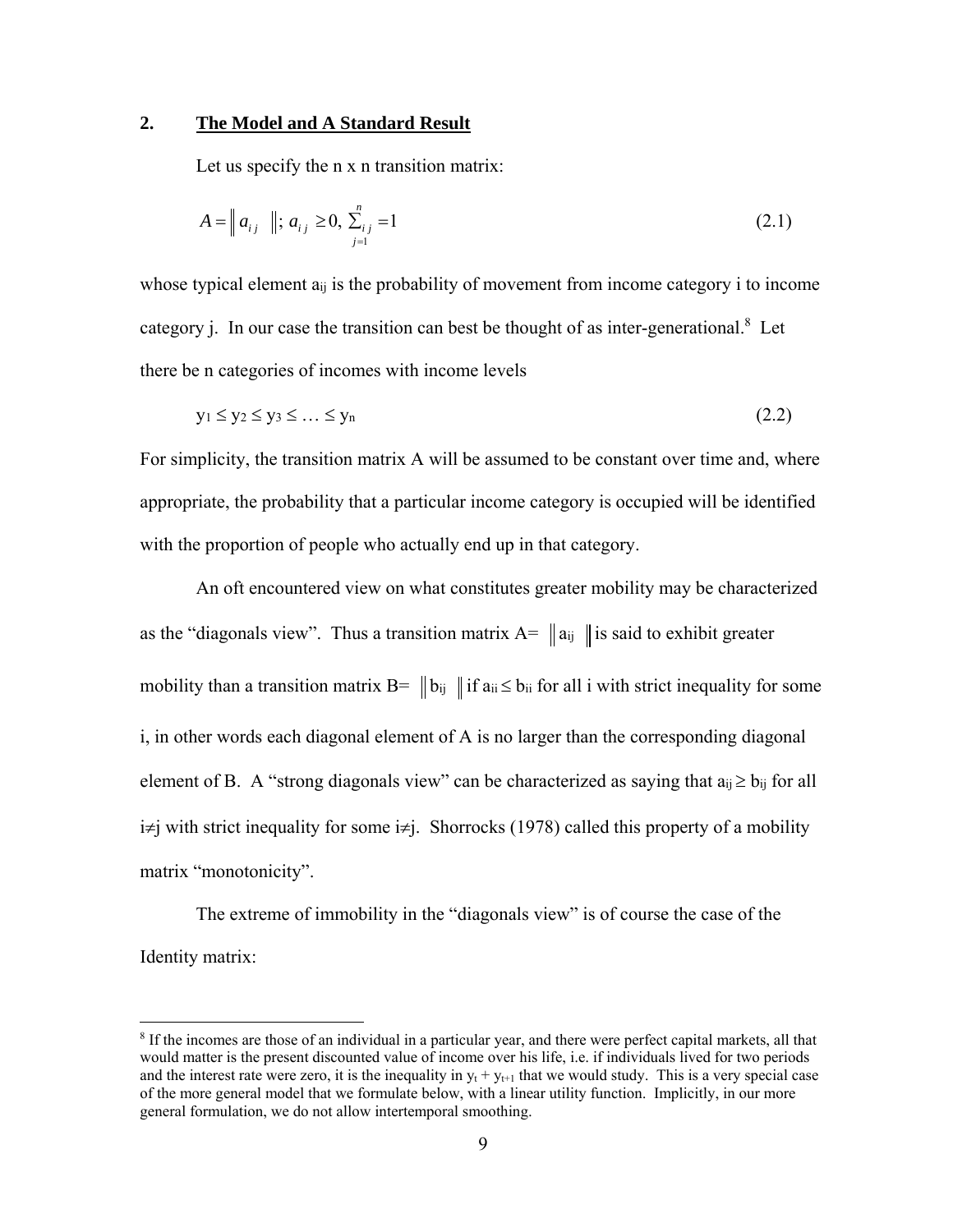## 2. The Model and A Standard Result

Let us specify the n x n transition matrix:

$$A = \| a_{ij} \|;\ a_{ij} \geq 0,\ \sum_{j=1}^{n} a_{ij} = 1 \tag{2.1}$$

whose typical element $a_{ij}$ is the probability of movement from income category i to income category j. In our case the transition can best be thought of as inter-generational.[8] Let there be n categories of incomes with income levels

$$y_1 \leq y_2 \leq y_3 \leq \ldots \leq y_n \tag{2.2}$$

For simplicity, the transition matrix A will be assumed to be constant over time and, where appropriate, the probability that a particular income category is occupied will be identified with the proportion of people who actually end up in that category.

An oft encountered view on what constitutes greater mobility may be characterized as the "diagonals view". Thus a transition matrix $A = \| a_{ij} \|$ is said to exhibit greater mobility than a transition matrix $B = \| b_{ij} \|$ if $a_{ii} \leq b_{ii}$ for all i with strict inequality for some i, in other words each diagonal element of A is no larger than the corresponding diagonal element of B. A "strong diagonals view" can be characterized as saying that $a_{ij} \geq b_{ij}$ for all $i \neq j$ with strict inequality for some $i \neq j$. Shorrocks (1978) called this property of a mobility matrix "monotonicity".

The extreme of immobility in the "diagonals view" is of course the case of the Identity matrix:

---

[8] If the incomes are those of an individual in a particular year, and there were perfect capital markets, all that would matter is the present discounted value of income over his life, i.e. if individuals lived for two periods and the interest rate were zero, it is the inequality in $y_t + y_{t+1}$ that we would study. This is a very special case of the more general model that we formulate below, with a linear utility function. Implicitly, in our more general formulation, we do not allow intertemporal smoothing.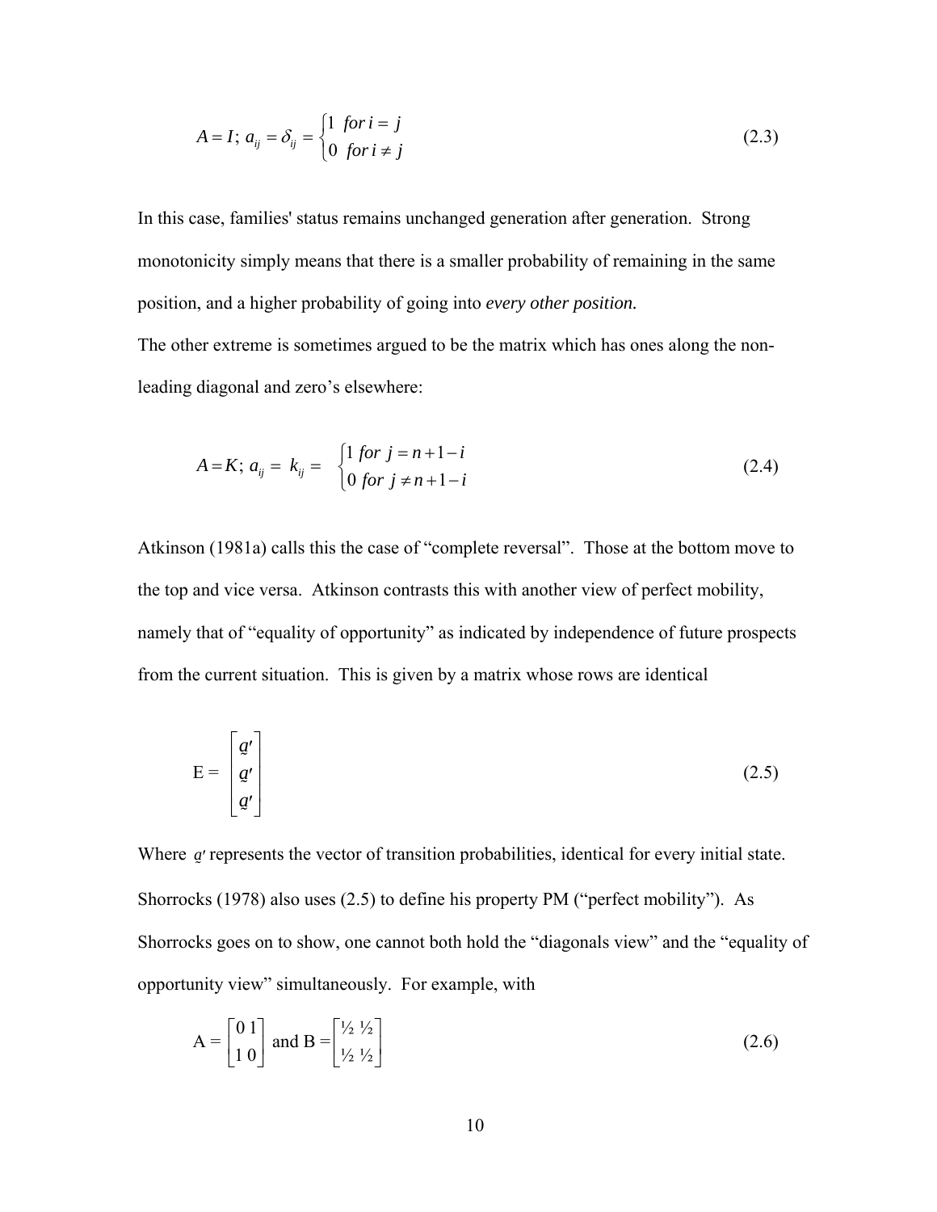$$A = I;\ a_{ij} = \delta_{ij} = \begin{cases} 1 & for\ i = j \\ 0 & for\ i \neq j \end{cases} \tag{2.3}$$

In this case, families' status remains unchanged generation after generation. Strong monotonicity simply means that there is a smaller probability of remaining in the same position, and a higher probability of going into *every other position.*

The other extreme is sometimes argued to be the matrix which has ones along the non-leading diagonal and zero's elsewhere:

$$A = K;\ a_{ij} = k_{ij} = \begin{cases} 1 & for\ j = n+1-i \\ 0 & for\ j \neq n+1-i \end{cases} \tag{2.4}$$

Atkinson (1981a) calls this the case of "complete reversal". Those at the bottom move to the top and vice versa. Atkinson contrasts this with another view of perfect mobility, namely that of "equality of opportunity" as indicated by independence of future prospects from the current situation. This is given by a matrix whose rows are identical

$$\mathrm{E} = \begin{bmatrix} \underset{\sim}{a}' \\ \underset{\sim}{a}' \\ \underset{\sim}{a}' \end{bmatrix} \tag{2.5}$$

Where $\underset{\sim}{a}'$ represents the vector of transition probabilities, identical for every initial state. Shorrocks (1978) also uses (2.5) to define his property PM ("perfect mobility"). As Shorrocks goes on to show, one cannot both hold the "diagonals view" and the "equality of opportunity view" simultaneously. For example, with

$$\mathrm{A} = \begin{bmatrix} 0 & 1 \\ 1 & 0 \end{bmatrix} \text{ and } \mathrm{B} = \begin{bmatrix} ½ & ½ \\ ½ & ½ \end{bmatrix} \tag{2.6}$$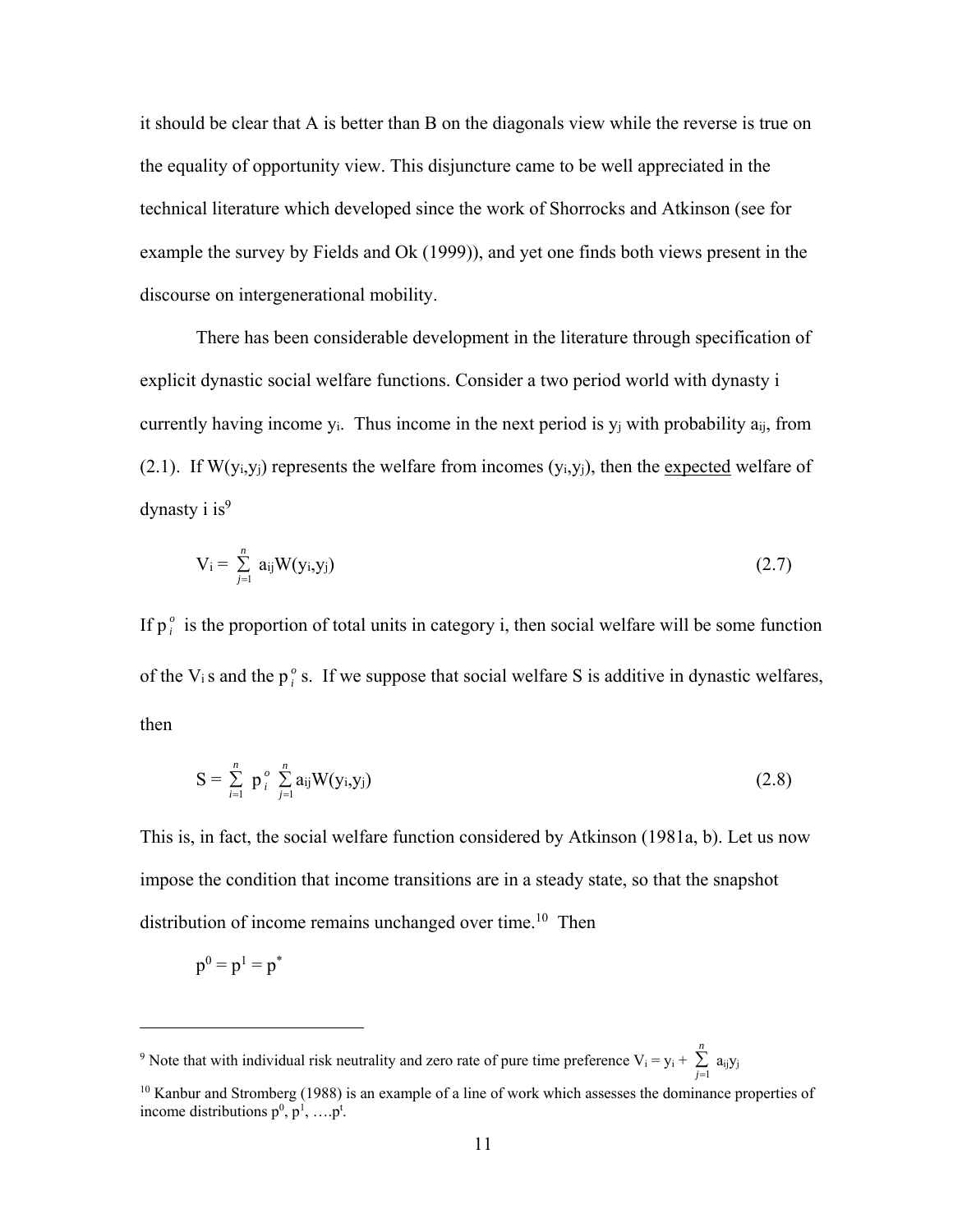it should be clear that A is better than B on the diagonals view while the reverse is true on the equality of opportunity view. This disjuncture came to be well appreciated in the technical literature which developed since the work of Shorrocks and Atkinson (see for example the survey by Fields and Ok (1999)), and yet one finds both views present in the discourse on intergenerational mobility.

There has been considerable development in the literature through specification of explicit dynastic social welfare functions. Consider a two period world with dynasty i currently having income $y_i$. Thus income in the next period is $y_j$ with probability $a_{ij}$, from (2.1). If $W(y_i,y_j)$ represents the welfare from incomes $(y_i,y_j)$, then the <u>expected</u> welfare of dynasty i is[9]

$$V_i = \sum_{j=1}^{n} a_{ij}W(y_i,y_j) \tag{2.7}$$

If $p_i^o$ is the proportion of total units in category i, then social welfare will be some function of the $V_i$ s and the $p_i^o$ s. If we suppose that social welfare S is additive in dynastic welfares, then

$$S = \sum_{i=1}^{n} p_i^o \sum_{j=1}^{n} a_{ij}W(y_i,y_j) \tag{2.8}$$

This is, in fact, the social welfare function considered by Atkinson (1981a, b). Let us now impose the condition that income transitions are in a steady state, so that the snapshot distribution of income remains unchanged over time.[10] Then

$$p^0 = p^1 = p^*$$

---

[9] Note that with individual risk neutrality and zero rate of pure time preference $V_i = y_i + \sum_{j=1}^{n} a_{ij}y_j$

[10] Kanbur and Stromberg (1988) is an example of a line of work which assesses the dominance properties of income distributions $p^0$, $p^1$, ….$p^t$.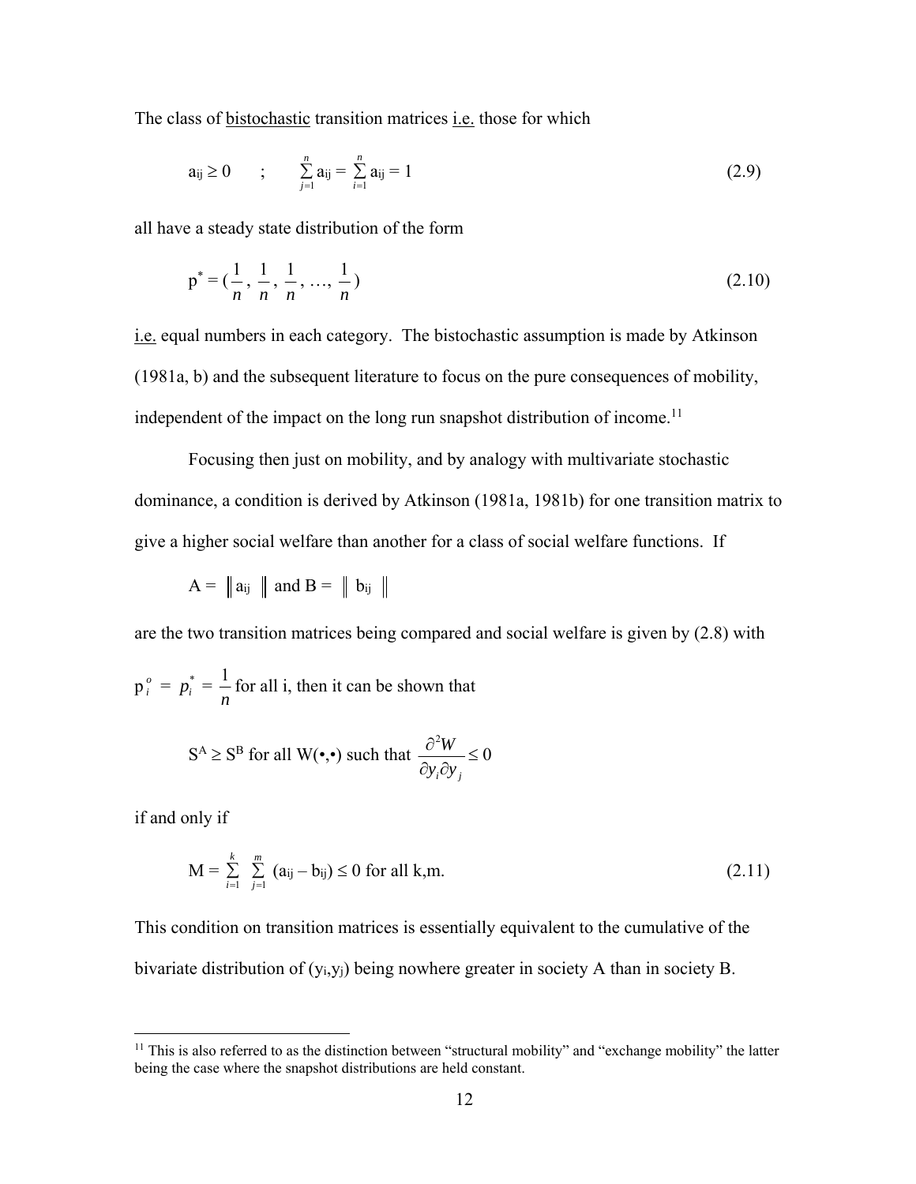The class of <u>bistochastic</u> transition matrices <u>i.e.</u> those for which

$$a_{ij} \geq 0 \quad ; \quad \sum_{j=1}^{n} a_{ij} = \sum_{i=1}^{n} a_{ij} = 1 \tag{2.9}$$

all have a steady state distribution of the form

$$p^* = (\frac{1}{n}, \frac{1}{n}, \frac{1}{n}, \ldots, \frac{1}{n}) \tag{2.10}$$

<u>i.e.</u> equal numbers in each category. The bistochastic assumption is made by Atkinson (1981a, b) and the subsequent literature to focus on the pure consequences of mobility, independent of the impact on the long run snapshot distribution of income.[11]

Focusing then just on mobility, and by analogy with multivariate stochastic dominance, a condition is derived by Atkinson (1981a, 1981b) for one transition matrix to give a higher social welfare than another for a class of social welfare functions. If

$$A = \| a_{ij} \| \text{ and } B = \| b_{ij} \|$$

are the two transition matrices being compared and social welfare is given by (2.8) with

$p_i^o = p_i^* = \frac{1}{n}$ for all i, then it can be shown that

$$S^A \geq S^B \text{ for all } W(\bullet,\bullet) \text{ such that } \frac{\partial^2 W}{\partial y_i \partial y_j} \leq 0$$

if and only if

$$M = \sum_{i=1}^{k} \sum_{j=1}^{m} (a_{ij} - b_{ij}) \leq 0 \text{ for all k,m.} \tag{2.11}$$

This condition on transition matrices is essentially equivalent to the cumulative of the bivariate distribution of $(y_i, y_j)$ being nowhere greater in society A than in society B.

[11] This is also referred to as the distinction between "structural mobility" and "exchange mobility" the latter being the case where the snapshot distributions are held constant.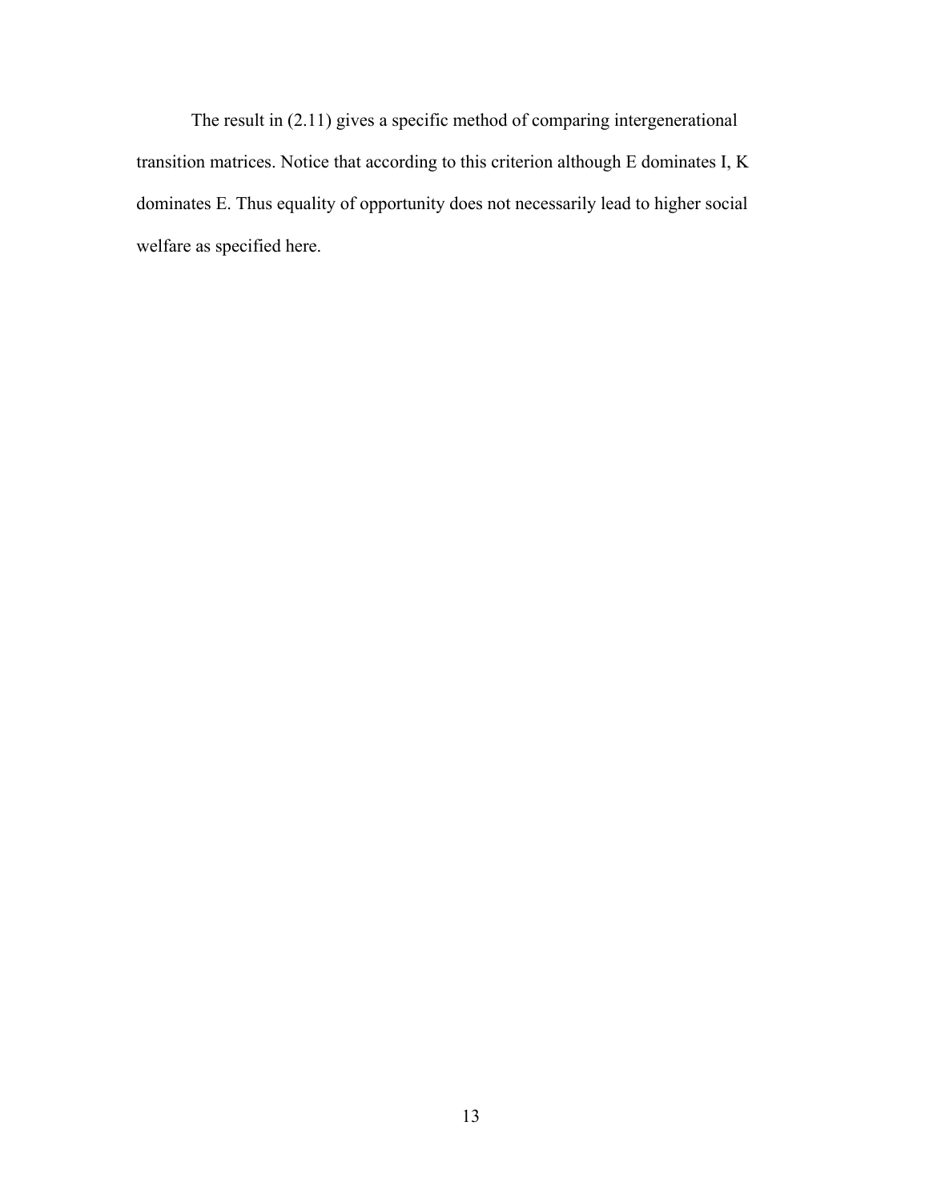The result in (2.11) gives a specific method of comparing intergenerational transition matrices. Notice that according to this criterion although E dominates I, K dominates E. Thus equality of opportunity does not necessarily lead to higher social welfare as specified here.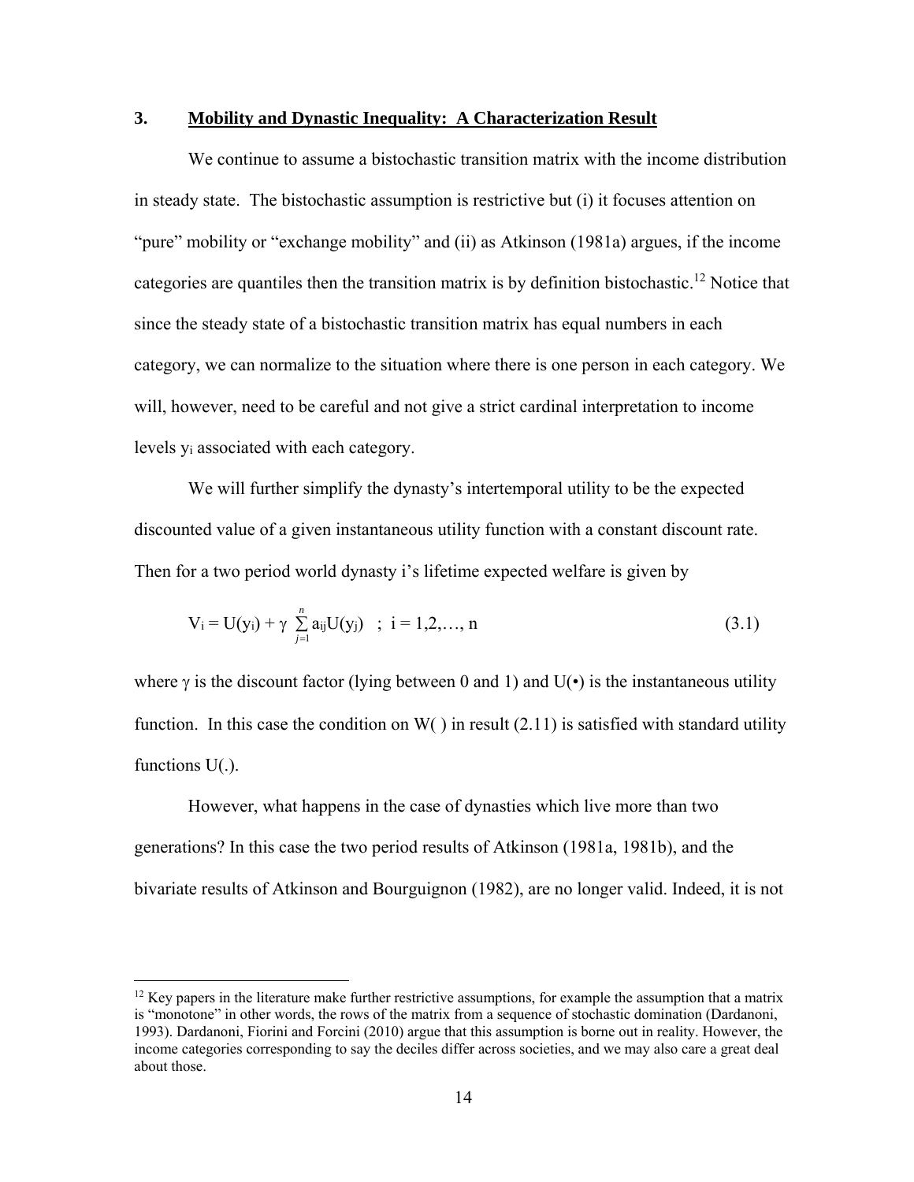## 3. Mobility and Dynastic Inequality: A Characterization Result

We continue to assume a bistochastic transition matrix with the income distribution in steady state. The bistochastic assumption is restrictive but (i) it focuses attention on "pure" mobility or "exchange mobility" and (ii) as Atkinson (1981a) argues, if the income categories are quantiles then the transition matrix is by definition bistochastic.[12] Notice that since the steady state of a bistochastic transition matrix has equal numbers in each category, we can normalize to the situation where there is one person in each category. We will, however, need to be careful and not give a strict cardinal interpretation to income levels $y_i$ associated with each category.

We will further simplify the dynasty's intertemporal utility to be the expected discounted value of a given instantaneous utility function with a constant discount rate. Then for a two period world dynasty i's lifetime expected welfare is given by

$$V_i = U(y_i) + \gamma \sum_{j=1}^{n} a_{ij}U(y_j) \quad ; \; i = 1,2,\ldots, n \tag{3.1}$$

where $\gamma$ is the discount factor (lying between 0 and 1) and $U(\bullet)$ is the instantaneous utility function. In this case the condition on W( ) in result (2.11) is satisfied with standard utility functions U(.).

However, what happens in the case of dynasties which live more than two generations? In this case the two period results of Atkinson (1981a, 1981b), and the bivariate results of Atkinson and Bourguignon (1982), are no longer valid. Indeed, it is not

---

[12] Key papers in the literature make further restrictive assumptions, for example the assumption that a matrix is "monotone" in other words, the rows of the matrix from a sequence of stochastic domination (Dardanoni, 1993). Dardanoni, Fiorini and Forcini (2010) argue that this assumption is borne out in reality. However, the income categories corresponding to say the deciles differ across societies, and we may also care a great deal about those.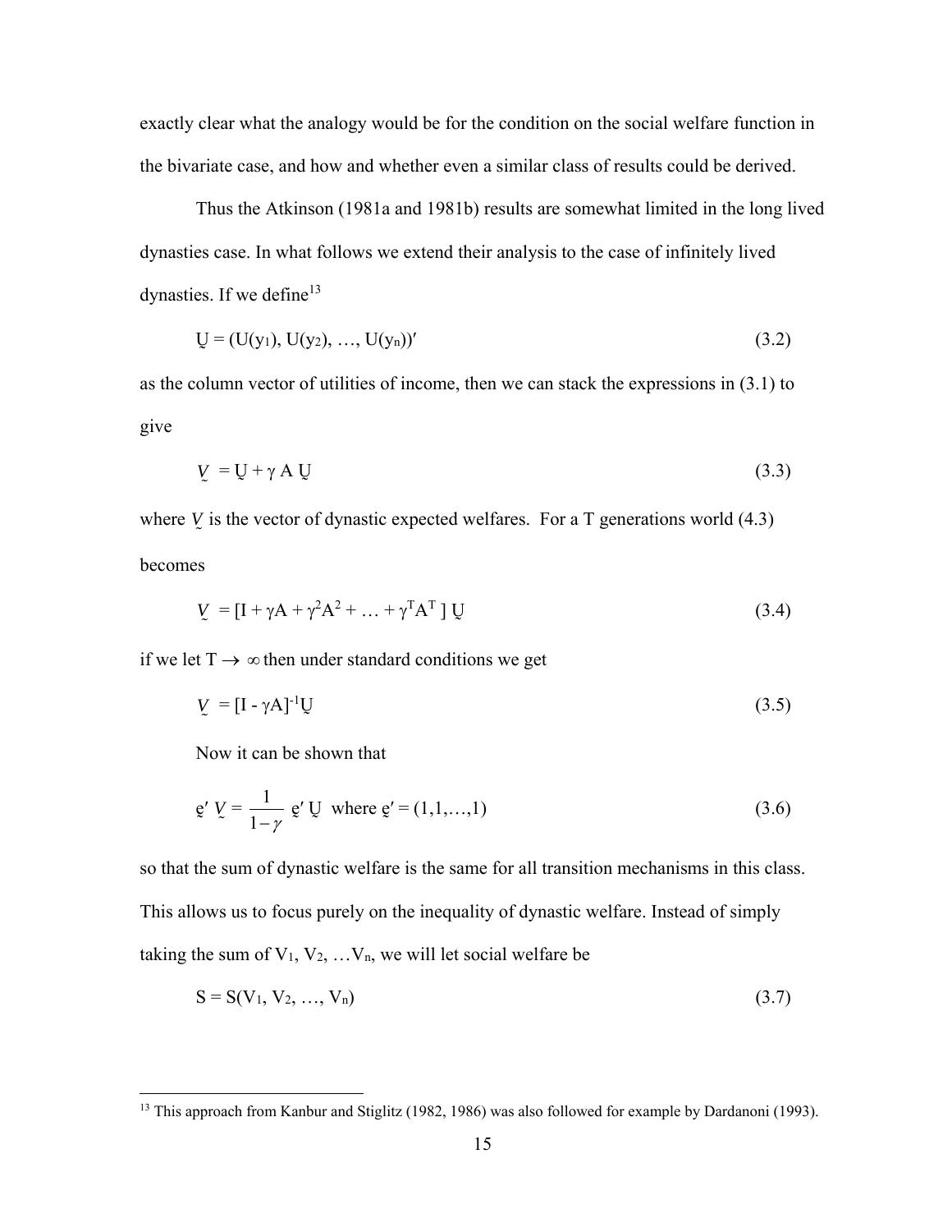exactly clear what the analogy would be for the condition on the social welfare function in the bivariate case, and how and whether even a similar class of results could be derived.

Thus the Atkinson (1981a and 1981b) results are somewhat limited in the long lived dynasties case. In what follows we extend their analysis to the case of infinitely lived dynasties. If we define[13]

$$\underset{\sim}{U} = (U(y_1), U(y_2), \ldots, U(y_n))' \tag{3.2}$$

as the column vector of utilities of income, then we can stack the expressions in (3.1) to give

$$\underset{\sim}{V} = \underset{\sim}{U} + \gamma A \underset{\sim}{U} \tag{3.3}$$

where $\underset{\sim}{V}$ is the vector of dynastic expected welfares. For a T generations world (4.3) becomes

$$\underset{\sim}{V} = [I + \gamma A + \gamma^2 A^2 + \ldots + \gamma^T A^T] \underset{\sim}{U} \tag{3.4}$$

if we let $T \to \infty$ then under standard conditions we get

$$\underset{\sim}{V} = [I - \gamma A]^{-1} \underset{\sim}{U} \tag{3.5}$$

Now it can be shown that

$$\underset{\sim}{e}' \underset{\sim}{V} = \frac{1}{1-\gamma} \underset{\sim}{e}' \underset{\sim}{U} \quad \text{where } \underset{\sim}{e}' = (1,1,\ldots,1) \tag{3.6}$$

so that the sum of dynastic welfare is the same for all transition mechanisms in this class. This allows us to focus purely on the inequality of dynastic welfare. Instead of simply taking the sum of $V_1, V_2, \ldots V_n$, we will let social welfare be

$$S = S(V_1, V_2, \ldots, V_n) \tag{3.7}$$

[13] This approach from Kanbur and Stiglitz (1982, 1986) was also followed for example by Dardanoni (1993).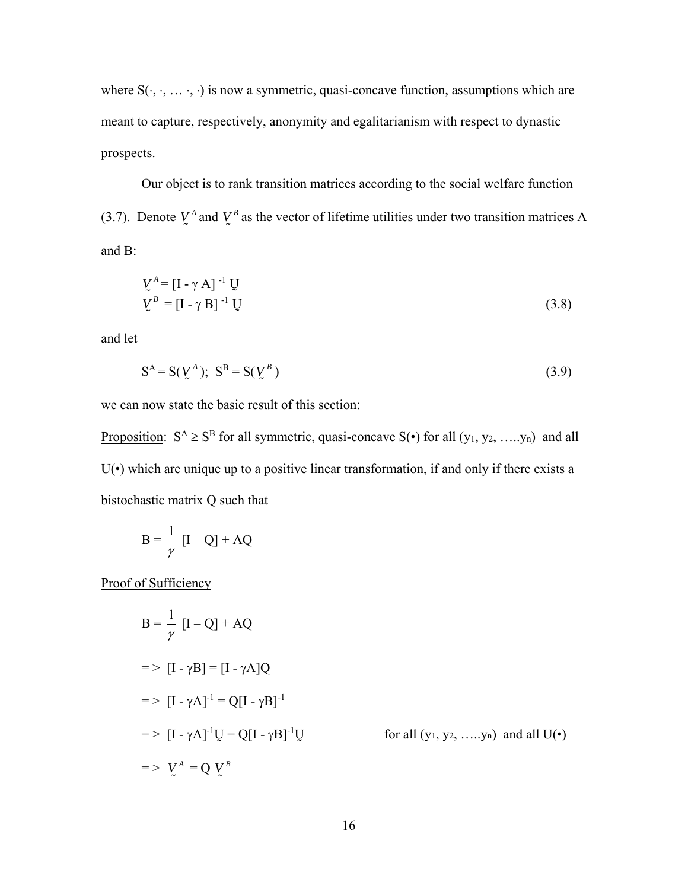where $S(\cdot, \cdot, \ldots \cdot, \cdot)$ is now a symmetric, quasi-concave function, assumptions which are meant to capture, respectively, anonymity and egalitarianism with respect to dynastic prospects.

Our object is to rank transition matrices according to the social welfare function (3.7). Denote $\underset{\sim}{V}^A$ and $\underset{\sim}{V}^B$ as the vector of lifetime utilities under two transition matrices A and B:

$$
\begin{aligned}
\underset{\sim}{V}^A &= [I - \gamma A]^{-1} \underset{\sim}{U} \\
\underset{\sim}{V}^B &= [I - \gamma B]^{-1} \underset{\sim}{U}
\end{aligned}
\tag{3.8}
$$

and let

$$
S^A = S(\underset{\sim}{V}^A); \;\; S^B = S(\underset{\sim}{V}^B) \tag{3.9}
$$

we can now state the basic result of this section:

<u>Proposition</u>: $S^A \geq S^B$ for all symmetric, quasi-concave $S(\bullet)$ for all $(y_1, y_2, \ldots y_n)$ and all $U(\bullet)$ which are unique up to a positive linear transformation, if and only if there exists a bistochastic matrix Q such that

$$
B = \frac{1}{\gamma}[I - Q] + AQ
$$

<u>Proof of Sufficiency</u>

$$
B = \frac{1}{\gamma}[I - Q] + AQ
$$

$$
\Rightarrow \; [I - \gamma B] = [I - \gamma A]Q
$$

$$
\Rightarrow \; [I - \gamma A]^{-1} = Q[I - \gamma B]^{-1}
$$

$$
\Rightarrow \; [I - \gamma A]^{-1}\underset{\sim}{U} = Q[I - \gamma B]^{-1}\underset{\sim}{U} \qquad \text{for all } (y_1, y_2, \ldots y_n) \text{ and all } U(\bullet)
$$

$$
\Rightarrow \; \underset{\sim}{V}^A = Q\,\underset{\sim}{V}^B
$$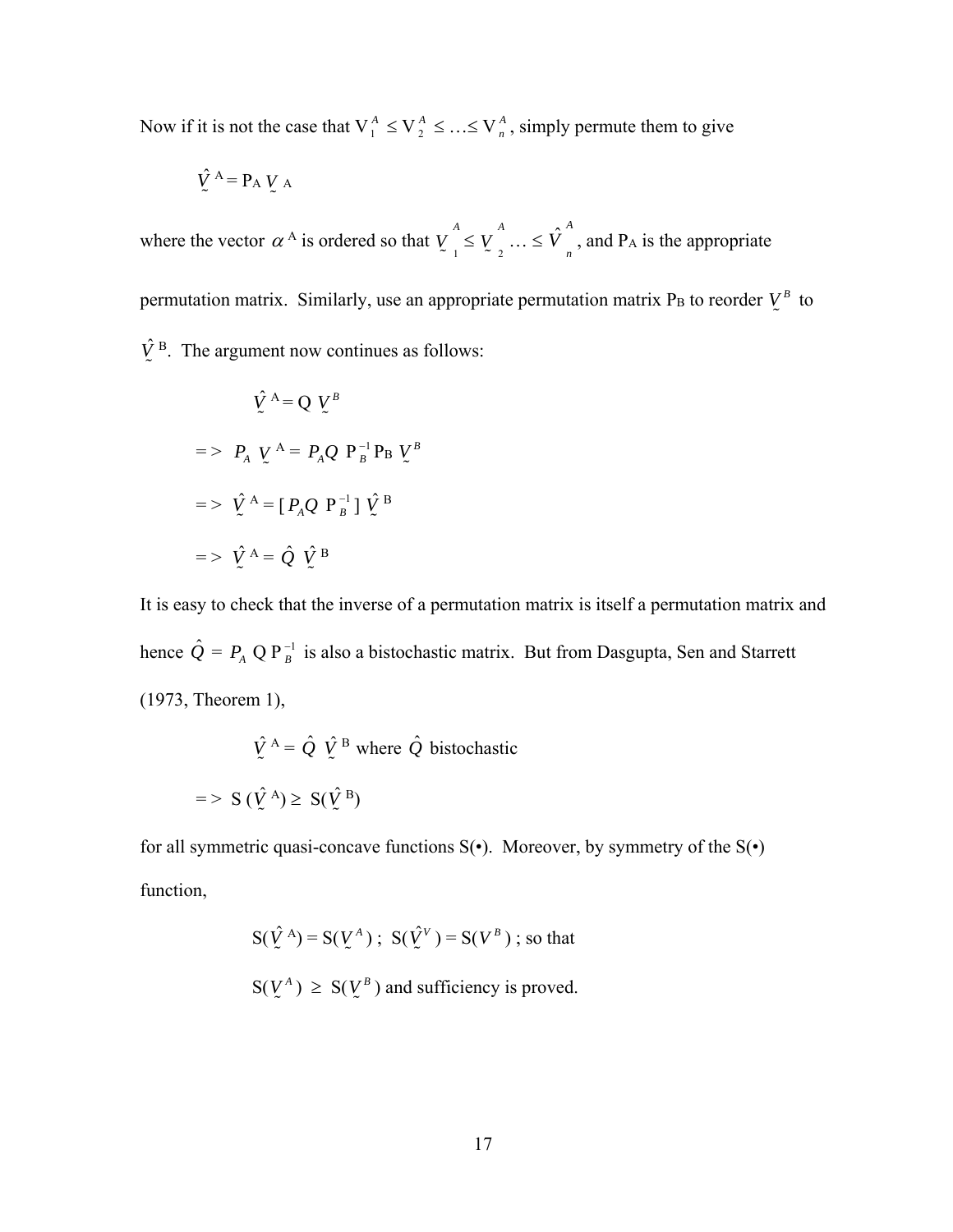Now if it is not the case that $V_1^A \leq V_2^A \leq \ldots \leq V_n^A$, simply permute them to give

$$\hat{\underset{\sim}{V}}^{A} = P_A \underset{\sim}{V}_A$$

where the vector $\alpha^A$ is ordered so that $\underset{\sim}{V}_1^A \leq \underset{\sim}{V}_2^A \ldots \leq \hat{V}_n^A$, and $P_A$ is the appropriate permutation matrix. Similarly, use an appropriate permutation matrix $P_B$ to reorder $\underset{\sim}{V}^B$ to $\hat{\underset{\sim}{V}}^B$. The argument now continues as follows:

$$\hat{\underset{\sim}{V}}^{A} = Q\, \underset{\sim}{V}^{B}$$

$$=> \; P_A \, \underset{\sim}{V}^{A} = P_A Q \; P_B^{-1} P_B \, \underset{\sim}{V}^{B}$$

$$=> \; \hat{\underset{\sim}{V}}^{A} = [\, P_A Q \; P_B^{-1} \,]\; \hat{\underset{\sim}{V}}^{B}$$

$$=> \; \hat{\underset{\sim}{V}}^{A} = \hat{Q} \; \hat{\underset{\sim}{V}}^{B}$$

It is easy to check that the inverse of a permutation matrix is itself a permutation matrix and hence $\hat{Q} = P_A \, Q \, P_B^{-1}$ is also a bistochastic matrix. But from Dasgupta, Sen and Starrett (1973, Theorem 1),

$$\hat{\underset{\sim}{V}}^{A} = \hat{Q} \; \hat{\underset{\sim}{V}}^{B} \text{ where } \hat{Q} \text{ bistochastic}$$

$$=> \; S\,(\hat{\underset{\sim}{V}}^{A}) \geq S(\hat{\underset{\sim}{V}}^{B})$$

for all symmetric quasi-concave functions S(•). Moreover, by symmetry of the S(•) function,

$$S(\hat{\underset{\sim}{V}}^{A}) = S(\underset{\sim}{V}^{A}) \; ; \; S(\hat{\underset{\sim}{V}}^{V}) = S(V^{B}) \; ; \text{ so that}$$

$S(\underset{\sim}{V}^{A}) \; \geq \; S(\underset{\sim}{V}^{B})$ and sufficiency is proved.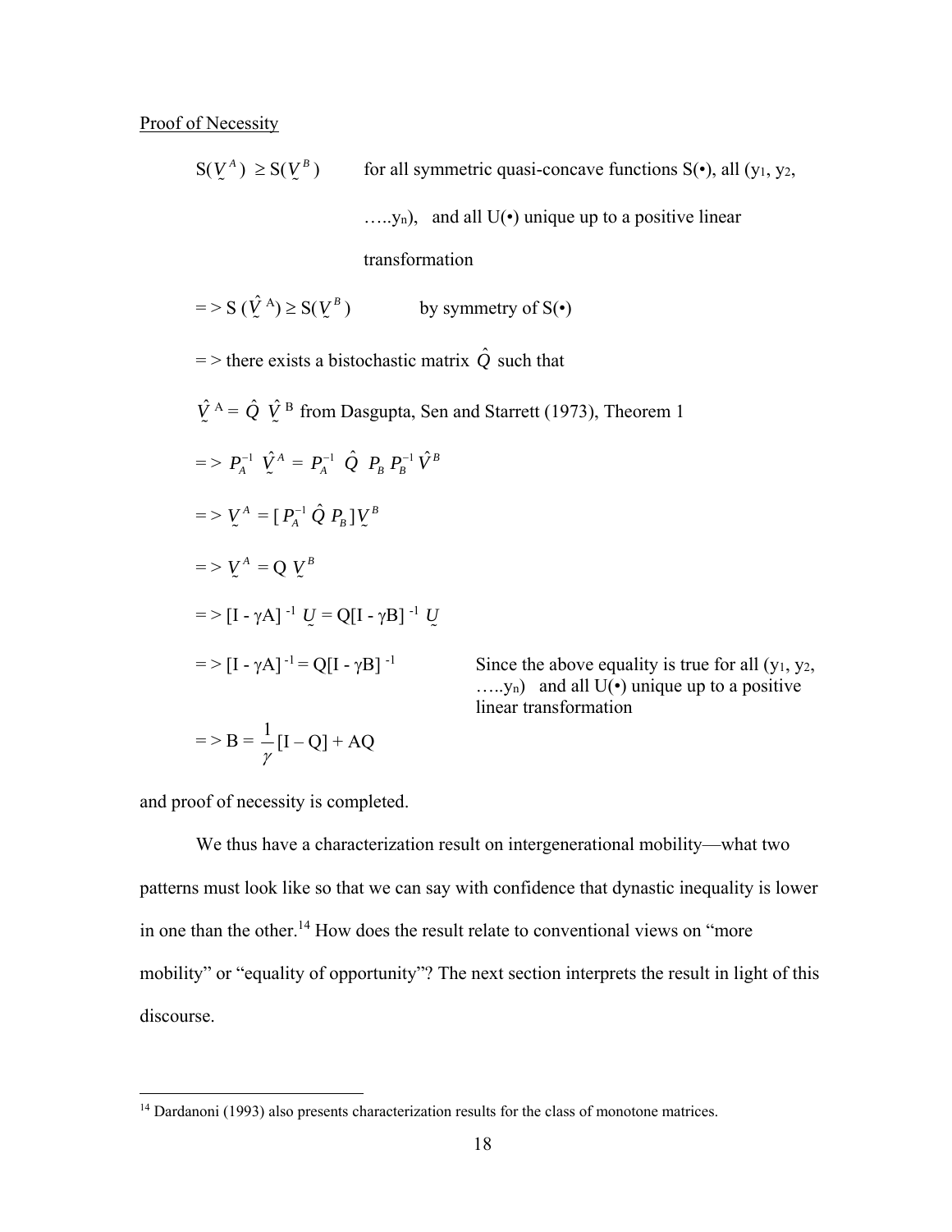Proof of Necessity

$$S(\underset{\sim}{V}^A) \geq S(\underset{\sim}{V}^B) \qquad \text{for all symmetric quasi-concave functions } S(\bullet), \text{ all } (y_1, y_2, \ldots y_n), \text{ and all } U(\bullet) \text{ unique up to a positive linear transformation}$$

$$=> S(\hat{\underset{\sim}{V}}^A) \geq S(\underset{\sim}{V}^B) \qquad \text{by symmetry of } S(\bullet)$$

$=>$ there exists a bistochastic matrix $\hat{Q}$ such that

$\hat{\underset{\sim}{V}}^A = \hat{Q}\ \hat{\underset{\sim}{V}}^B$ from Dasgupta, Sen and Starrett (1973), Theorem 1

$$=> P_A^{-1}\ \hat{\underset{\sim}{V}}^A = P_A^{-1}\ \hat{Q}\ P_B P_B^{-1} \hat{V}^B$$

$$=> \underset{\sim}{V}^A = [P_A^{-1}\ \hat{Q}\ P_B]\underset{\sim}{V}^B$$

$$=> \underset{\sim}{V}^A = Q\ \underset{\sim}{V}^B$$

$$=> [I - \gamma A]^{-1}\ \underset{\sim}{U} = Q[I - \gamma B]^{-1}\ \underset{\sim}{U}$$

$$=> [I - \gamma A]^{-1} = Q[I - \gamma B]^{-1} \qquad \text{Since the above equality is true for all } (y_1, y_2, \ldots y_n) \text{ and all } U(\bullet) \text{ unique up to a positive linear transformation}$$

$$=> B = \frac{1}{\gamma}[I - Q] + AQ$$

and proof of necessity is completed.

We thus have a characterization result on intergenerational mobility—what two patterns must look like so that we can say with confidence that dynastic inequality is lower in one than the other.[14] How does the result relate to conventional views on "more mobility" or "equality of opportunity"? The next section interprets the result in light of this discourse.

[14] Dardanoni (1993) also presents characterization results for the class of monotone matrices.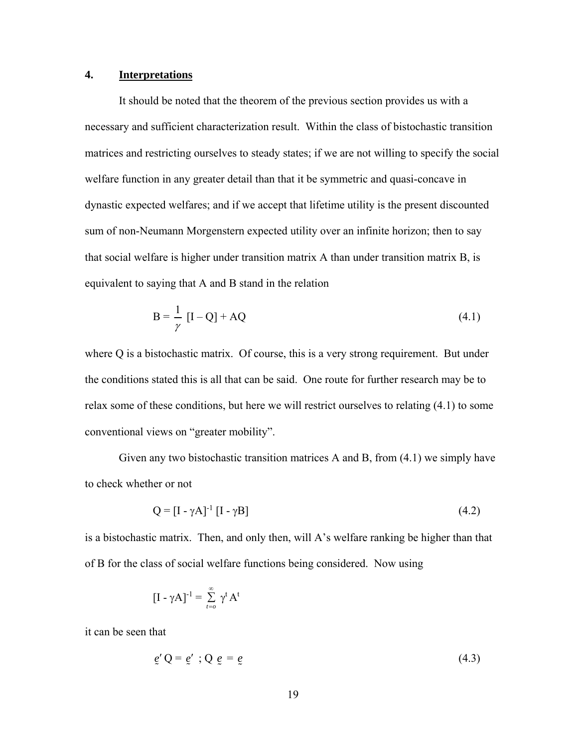## 4. **Interpretations**

It should be noted that the theorem of the previous section provides us with a necessary and sufficient characterization result. Within the class of bistochastic transition matrices and restricting ourselves to steady states; if we are not willing to specify the social welfare function in any greater detail than that it be symmetric and quasi-concave in dynastic expected welfares; and if we accept that lifetime utility is the present discounted sum of non-Neumann Morgenstern expected utility over an infinite horizon; then to say that social welfare is higher under transition matrix A than under transition matrix B, is equivalent to saying that A and B stand in the relation

$$B = \frac{1}{\gamma}\,[I - Q] + AQ \tag{4.1}$$

where Q is a bistochastic matrix. Of course, this is a very strong requirement. But under the conditions stated this is all that can be said. One route for further research may be to relax some of these conditions, but here we will restrict ourselves to relating (4.1) to some conventional views on "greater mobility".

Given any two bistochastic transition matrices A and B, from (4.1) we simply have to check whether or not

$$Q = [I - \gamma A]^{-1}\,[I - \gamma B] \tag{4.2}$$

is a bistochastic matrix. Then, and only then, will A's welfare ranking be higher than that of B for the class of social welfare functions being considered. Now using

$$[I - \gamma A]^{-1} = \sum_{t=o}^{\infty} \gamma^t A^t$$

it can be seen that

$$\underset{\sim}{e}'\,Q = \underset{\sim}{e}' \;\; ; \; Q\,\underset{\sim}{e} = \underset{\sim}{e} \tag{4.3}$$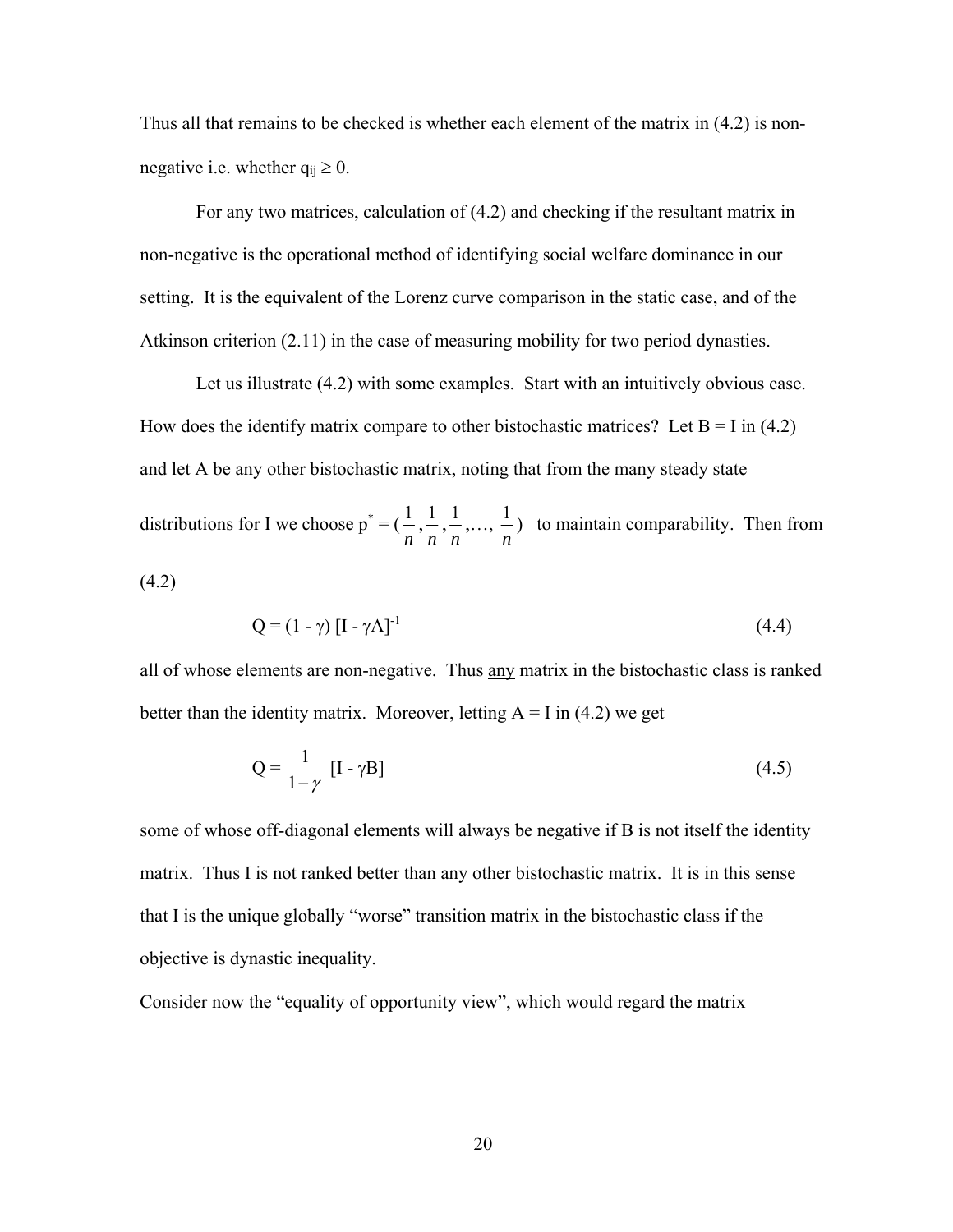Thus all that remains to be checked is whether each element of the matrix in (4.2) is non-negative i.e. whether $q_{ij} \geq 0$.

For any two matrices, calculation of (4.2) and checking if the resultant matrix in non-negative is the operational method of identifying social welfare dominance in our setting. It is the equivalent of the Lorenz curve comparison in the static case, and of the Atkinson criterion (2.11) in the case of measuring mobility for two period dynasties.

Let us illustrate (4.2) with some examples. Start with an intuitively obvious case. How does the identify matrix compare to other bistochastic matrices? Let B = I in (4.2) and let A be any other bistochastic matrix, noting that from the many steady state distributions for I we choose $p^* = (\frac{1}{n}, \frac{1}{n}, \frac{1}{n}, \ldots, \frac{1}{n})$ to maintain comparability. Then from (4.2)

$$Q = (1 - \gamma)\,[I - \gamma A]^{-1} \tag{4.4}$$

all of whose elements are non-negative. Thus <u>any</u> matrix in the bistochastic class is ranked better than the identity matrix. Moreover, letting A = I in (4.2) we get

$$Q = \frac{1}{1-\gamma}\,[I - \gamma B] \tag{4.5}$$

some of whose off-diagonal elements will always be negative if B is not itself the identity matrix. Thus I is not ranked better than any other bistochastic matrix. It is in this sense that I is the unique globally "worse" transition matrix in the bistochastic class if the objective is dynastic inequality.

Consider now the "equality of opportunity view", which would regard the matrix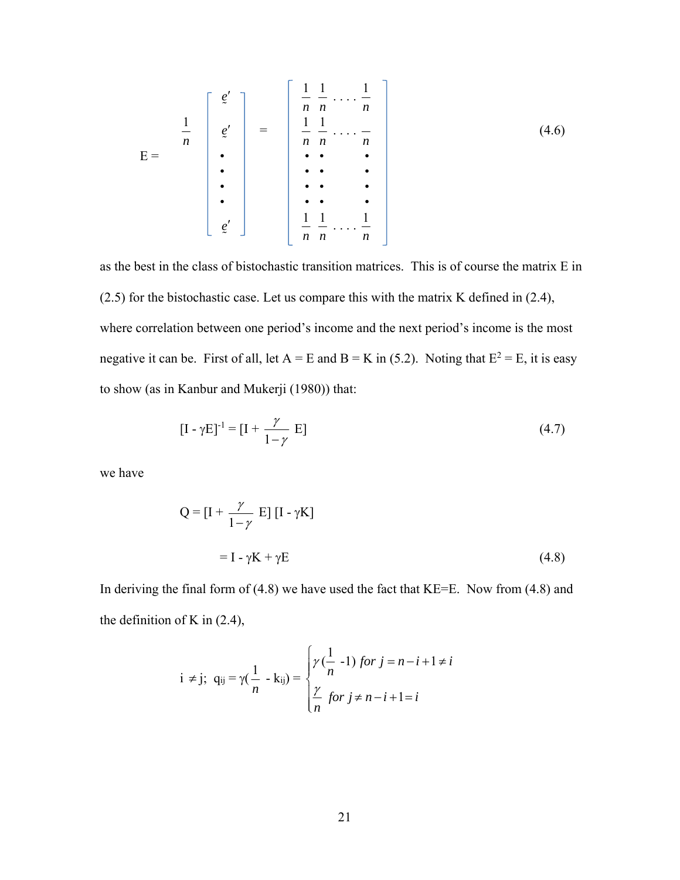$$
E = \frac{1}{n}\begin{bmatrix} \underset{\sim}{e}' \\ \underset{\sim}{e}' \\ \bullet \\ \bullet \\ \bullet \\ \bullet \\ \underset{\sim}{e}' \end{bmatrix} = \begin{bmatrix} \frac{1}{n} & \frac{1}{n} & \cdots & \frac{1}{n} \\ \frac{1}{n} & \frac{1}{n} & \cdots & \overline{n} \\ \bullet & \bullet & & \bullet \\ \bullet & \bullet & & \bullet \\ \bullet & \bullet & & \bullet \\ \bullet & \bullet & & \bullet \\ \frac{1}{n} & \frac{1}{n} & \cdots & \frac{1}{n} \end{bmatrix} \tag{4.6}
$$

as the best in the class of bistochastic transition matrices. This is of course the matrix E in (2.5) for the bistochastic case. Let us compare this with the matrix K defined in (2.4), where correlation between one period's income and the next period's income is the most negative it can be. First of all, let A = E and B = K in (5.2). Noting that $E^2 = E$, it is easy to show (as in Kanbur and Mukerji (1980)) that:

$$
[I - \gamma E]^{-1} = [I + \frac{\gamma}{1-\gamma} E] \tag{4.7}
$$

we have

$$
Q = [I + \frac{\gamma}{1-\gamma} E] [I - \gamma K]
$$

$$
= I - \gamma K + \gamma E \tag{4.8}
$$

In deriving the final form of (4.8) we have used the fact that KE=E. Now from (4.8) and the definition of K in (2.4),

$$
i \neq j; \; q_{ij} = \gamma(\frac{1}{n} - k_{ij}) = \begin{cases} \gamma(\frac{1}{n} -1) \; for \; j = n-i+1 \neq i \\ \frac{\gamma}{n} \; for \; j \neq n-i+1 = i \end{cases}
$$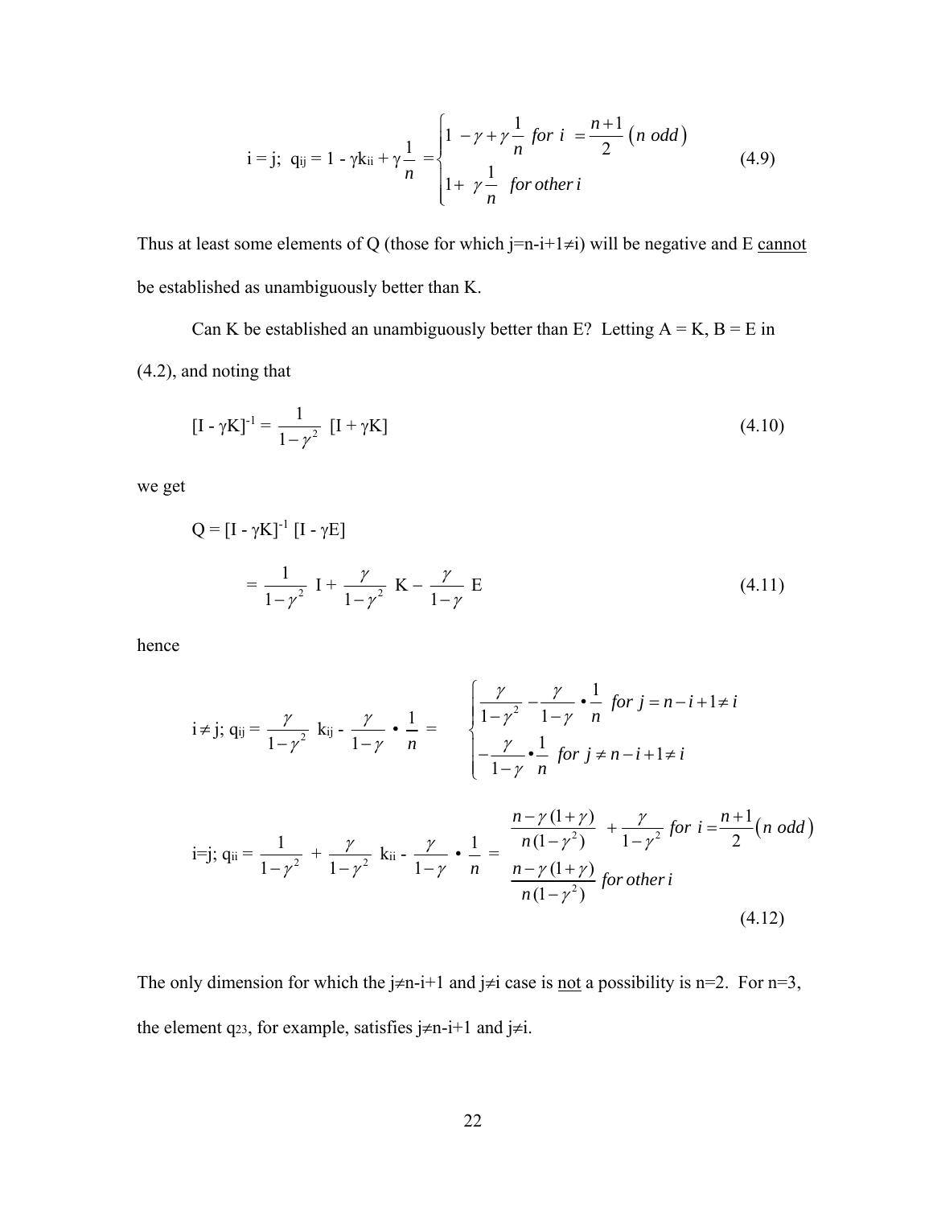$$i = j;\; q_{ij} = 1 - \gamma k_{ii} + \gamma \frac{1}{n} = \begin{cases} 1 - \gamma + \gamma \dfrac{1}{n} \;\; for\; i = \dfrac{n+1}{2} \;(n\; odd) \\ 1 + \gamma \dfrac{1}{n} \;\; for\; other\; i \end{cases} \tag{4.9}$$

Thus at least some elements of Q (those for which $j=n-i+1 \neq i$) will be negative and E <u>cannot</u> be established as unambiguously better than K.

Can K be established an unambiguously better than E? Letting A = K, B = E in (4.2), and noting that

$$[I - \gamma K]^{-1} = \frac{1}{1-\gamma^2}\; [I + \gamma K] \tag{4.10}$$

we get

$$\begin{aligned} Q &= [I - \gamma K]^{-1}\, [I - \gamma E] \\ &= \frac{1}{1-\gamma^2}\; I + \frac{\gamma}{1-\gamma^2}\; K - \frac{\gamma}{1-\gamma}\; E \end{aligned} \tag{4.11}$$

hence

$$i \neq j;\; q_{ij} = \frac{\gamma}{1-\gamma^2}\; k_{ij} - \frac{\gamma}{1-\gamma} \bullet \frac{1}{n} = \begin{cases} \dfrac{\gamma}{1-\gamma^2} - \dfrac{\gamma}{1-\gamma} \bullet \dfrac{1}{n} \;\; for\; j = n-i+1 \neq i \\ -\dfrac{\gamma}{1-\gamma} \bullet \dfrac{1}{n} \;\; for\; j \neq n-i+1 \neq i \end{cases}$$

$$i=j;\; q_{ii} = \frac{1}{1-\gamma^2} + \frac{\gamma}{1-\gamma^2}\; k_{ii} - \frac{\gamma}{1-\gamma} \bullet \frac{1}{n} = \begin{cases} \dfrac{n-\gamma(1+\gamma)}{n(1-\gamma^2)} + \dfrac{\gamma}{1-\gamma^2} \;\; for\; i = \dfrac{n+1}{2} (n\; odd) \\ \dfrac{n-\gamma(1+\gamma)}{n(1-\gamma^2)} \;\; for\; other\; i \end{cases} \tag{4.12}$$

The only dimension for which the $j \neq n-i+1$ and $j \neq i$ case is <u>not</u> a possibility is n=2. For n=3, the element $q_{23}$, for example, satisfies $j \neq n-i+1$ and $j \neq i$.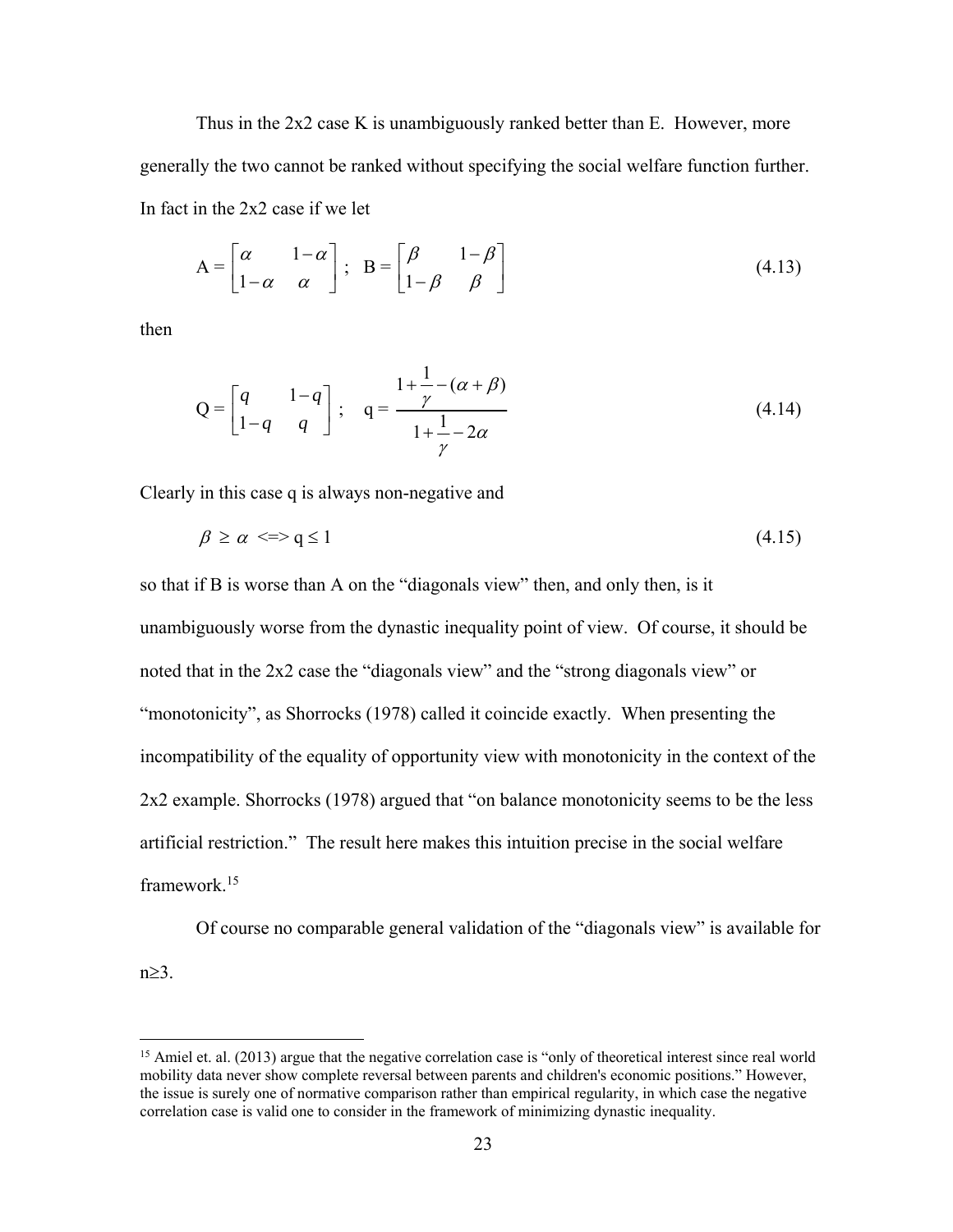Thus in the 2x2 case K is unambiguously ranked better than E. However, more generally the two cannot be ranked without specifying the social welfare function further. In fact in the 2x2 case if we let

$$\mathrm{A} = \begin{bmatrix} \alpha & 1-\alpha \\ 1-\alpha & \alpha \end{bmatrix}; \quad \mathrm{B} = \begin{bmatrix} \beta & 1-\beta \\ 1-\beta & \beta \end{bmatrix} \tag{4.13}$$

then

$$\mathrm{Q} = \begin{bmatrix} q & 1-q \\ 1-q & q \end{bmatrix}; \quad \mathrm{q} = \frac{1+\dfrac{1}{\gamma}-(\alpha+\beta)}{1+\dfrac{1}{\gamma}-2\alpha} \tag{4.14}$$

Clearly in this case q is always non-negative and

$$\beta \geq \alpha \iff q \leq 1 \tag{4.15}$$

so that if B is worse than A on the "diagonals view" then, and only then, is it unambiguously worse from the dynastic inequality point of view. Of course, it should be noted that in the 2x2 case the "diagonals view" and the "strong diagonals view" or "monotonicity", as Shorrocks (1978) called it coincide exactly. When presenting the incompatibility of the equality of opportunity view with monotonicity in the context of the 2x2 example. Shorrocks (1978) argued that "on balance monotonicity seems to be the less artificial restriction." The result here makes this intuition precise in the social welfare framework.[15]

Of course no comparable general validation of the "diagonals view" is available for n≥3.

---

[15] Amiel et. al. (2013) argue that the negative correlation case is "only of theoretical interest since real world mobility data never show complete reversal between parents and children's economic positions." However, the issue is surely one of normative comparison rather than empirical regularity, in which case the negative correlation case is valid one to consider in the framework of minimizing dynastic inequality.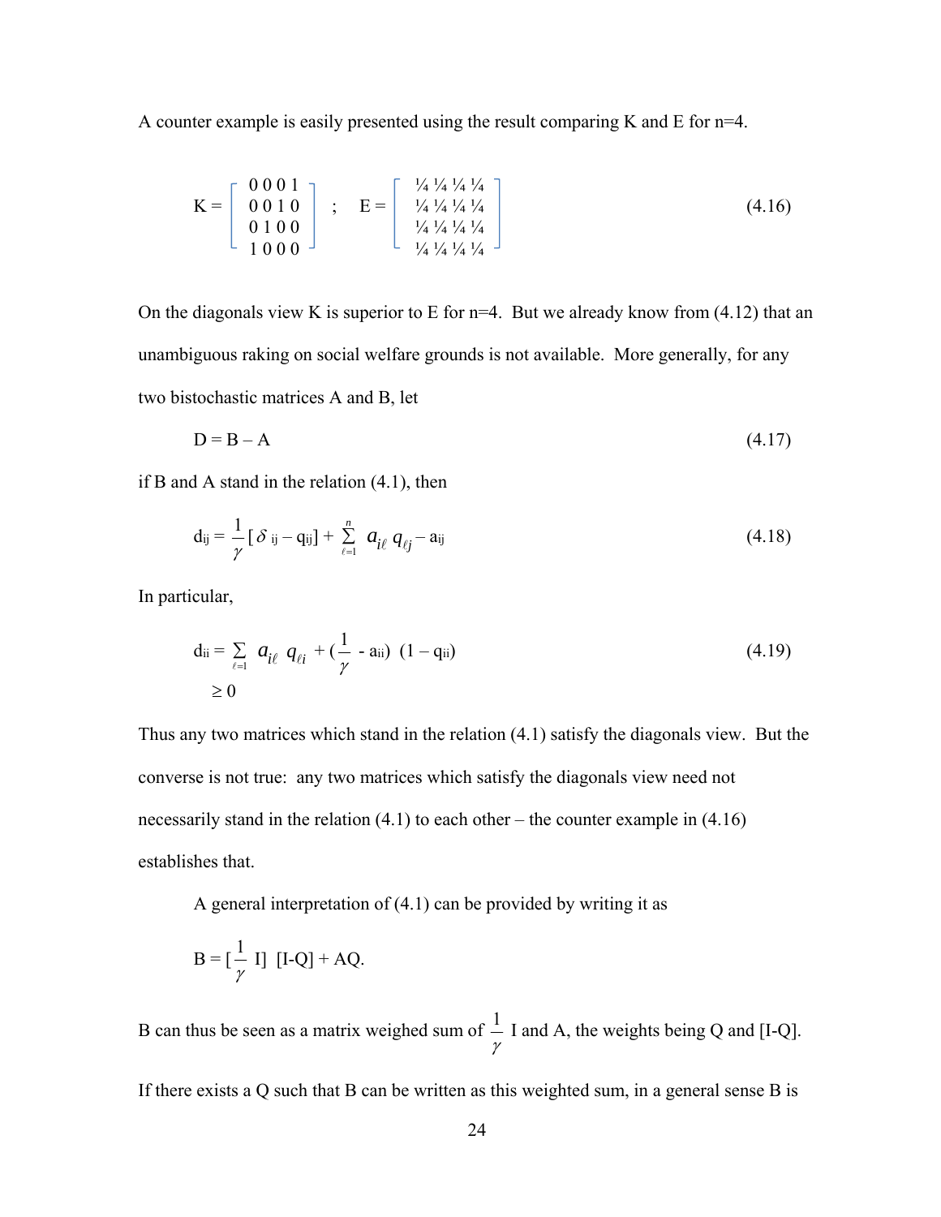A counter example is easily presented using the result comparing K and E for n=4.

$$K = \begin{bmatrix} 0 & 0 & 0 & 1 \\ 0 & 0 & 1 & 0 \\ 0 & 1 & 0 & 0 \\ 1 & 0 & 0 & 0 \end{bmatrix} \quad ; \quad E = \begin{bmatrix} \frac{1}{4} & \frac{1}{4} & \frac{1}{4} & \frac{1}{4} \\ \frac{1}{4} & \frac{1}{4} & \frac{1}{4} & \frac{1}{4} \\ \frac{1}{4} & \frac{1}{4} & \frac{1}{4} & \frac{1}{4} \\ \frac{1}{4} & \frac{1}{4} & \frac{1}{4} & \frac{1}{4} \end{bmatrix} \tag{4.16}$$

On the diagonals view K is superior to E for n=4. But we already know from (4.12) that an unambiguous raking on social welfare grounds is not available. More generally, for any two bistochastic matrices A and B, let

$$D = B - A \tag{4.17}$$

if B and A stand in the relation (4.1), then

$$d_{ij} = \frac{1}{\gamma}[\delta_{ij} - q_{ij}] + \sum_{\ell=1}^{n} a_{i\ell}\, q_{\ell j} - a_{ij} \tag{4.18}$$

In particular,

$$d_{ii} = \sum_{\ell=1} a_{i\ell}\, q_{\ell i} + \left(\frac{1}{\gamma} - a_{ii}\right)(1 - q_{ii}) \geq 0 \tag{4.19}$$

Thus any two matrices which stand in the relation (4.1) satisfy the diagonals view. But the converse is not true: any two matrices which satisfy the diagonals view need not necessarily stand in the relation (4.1) to each other – the counter example in (4.16) establishes that.

A general interpretation of (4.1) can be provided by writing it as

$$B = \left[\frac{1}{\gamma} I\right][I-Q] + AQ.$$

B can thus be seen as a matrix weighed sum of $\frac{1}{\gamma}$ I and A, the weights being Q and [I-Q]. If there exists a Q such that B can be written as this weighted sum, in a general sense B is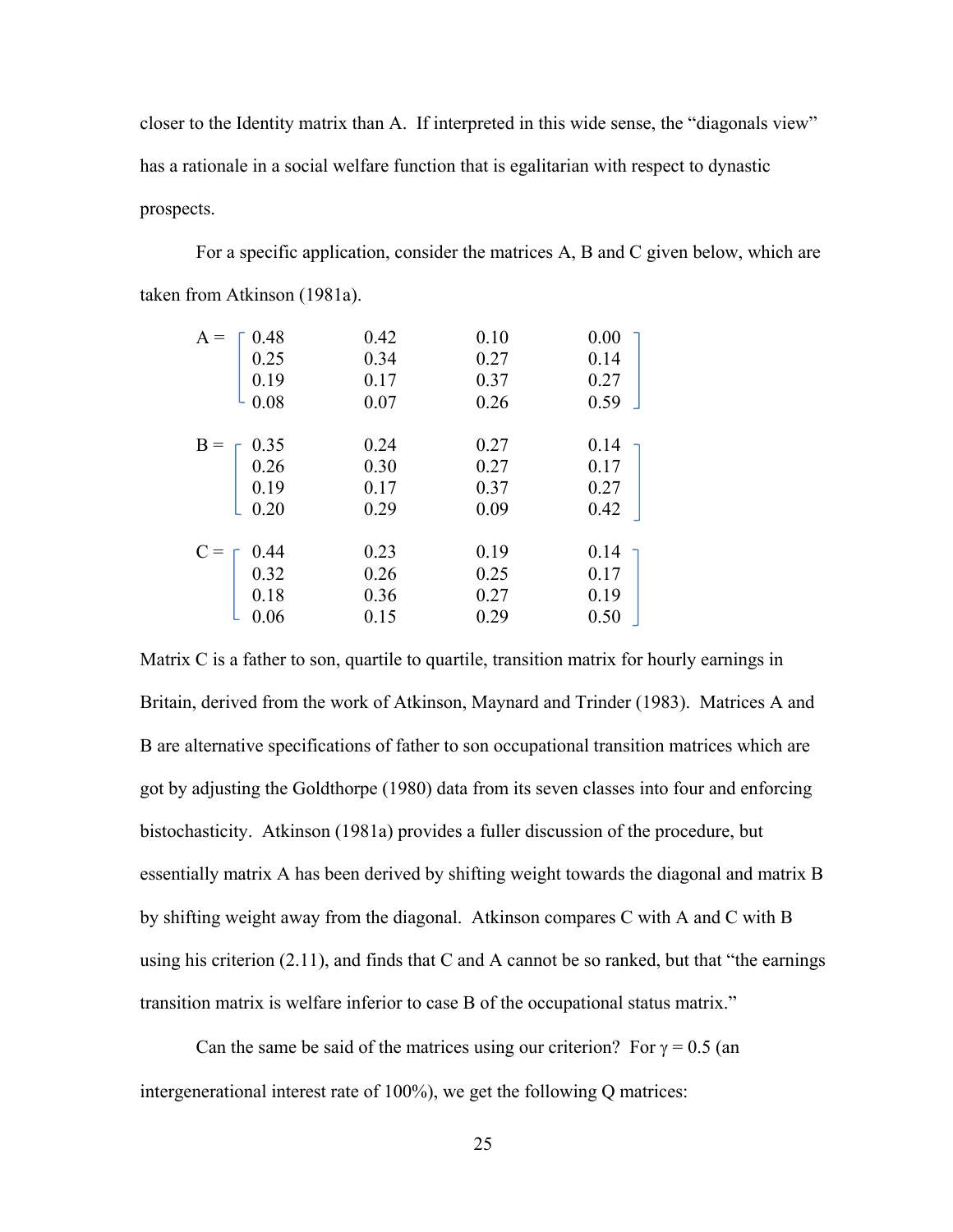closer to the Identity matrix than A. If interpreted in this wide sense, the "diagonals view" has a rationale in a social welfare function that is egalitarian with respect to dynastic prospects.

For a specific application, consider the matrices A, B and C given below, which are taken from Atkinson (1981a).

$$
A = \begin{bmatrix} 0.48 & 0.42 & 0.10 & 0.00 \\ 0.25 & 0.34 & 0.27 & 0.14 \\ 0.19 & 0.17 & 0.37 & 0.27 \\ 0.08 & 0.07 & 0.26 & 0.59 \end{bmatrix}
$$

$$
B = \begin{bmatrix} 0.35 & 0.24 & 0.27 & 0.14 \\ 0.26 & 0.30 & 0.27 & 0.17 \\ 0.19 & 0.17 & 0.37 & 0.27 \\ 0.20 & 0.29 & 0.09 & 0.42 \end{bmatrix}
$$

$$
C = \begin{bmatrix} 0.44 & 0.23 & 0.19 & 0.14 \\ 0.32 & 0.26 & 0.25 & 0.17 \\ 0.18 & 0.36 & 0.27 & 0.19 \\ 0.06 & 0.15 & 0.29 & 0.50 \end{bmatrix}
$$

Matrix C is a father to son, quartile to quartile, transition matrix for hourly earnings in Britain, derived from the work of Atkinson, Maynard and Trinder (1983). Matrices A and B are alternative specifications of father to son occupational transition matrices which are got by adjusting the Goldthorpe (1980) data from its seven classes into four and enforcing bistochasticity. Atkinson (1981a) provides a fuller discussion of the procedure, but essentially matrix A has been derived by shifting weight towards the diagonal and matrix B by shifting weight away from the diagonal. Atkinson compares C with A and C with B using his criterion (2.11), and finds that C and A cannot be so ranked, but that "the earnings transition matrix is welfare inferior to case B of the occupational status matrix."

Can the same be said of the matrices using our criterion? For $\gamma = 0.5$ (an intergenerational interest rate of 100%), we get the following Q matrices: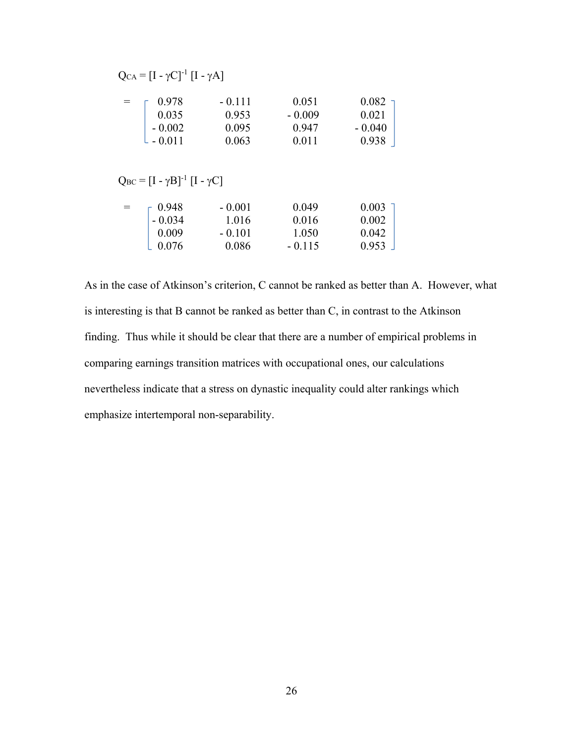$$Q_{CA} = [I - \gamma C]^{-1} [I - \gamma A]$$

$$= \begin{bmatrix} 0.978 & -0.111 & 0.051 & 0.082 \\ 0.035 & 0.953 & -0.009 & 0.021 \\ -0.002 & 0.095 & 0.947 & -0.040 \\ -0.011 & 0.063 & 0.011 & 0.938 \end{bmatrix}$$

$$Q_{BC} = [I - \gamma B]^{-1} [I - \gamma C]$$

$$= \begin{bmatrix} 0.948 & -0.001 & 0.049 & 0.003 \\ -0.034 & 1.016 & 0.016 & 0.002 \\ 0.009 & -0.101 & 1.050 & 0.042 \\ 0.076 & 0.086 & -0.115 & 0.953 \end{bmatrix}$$

As in the case of Atkinson's criterion, C cannot be ranked as better than A. However, what is interesting is that B cannot be ranked as better than C, in contrast to the Atkinson finding. Thus while it should be clear that there are a number of empirical problems in comparing earnings transition matrices with occupational ones, our calculations nevertheless indicate that a stress on dynastic inequality could alter rankings which emphasize intertemporal non-separability.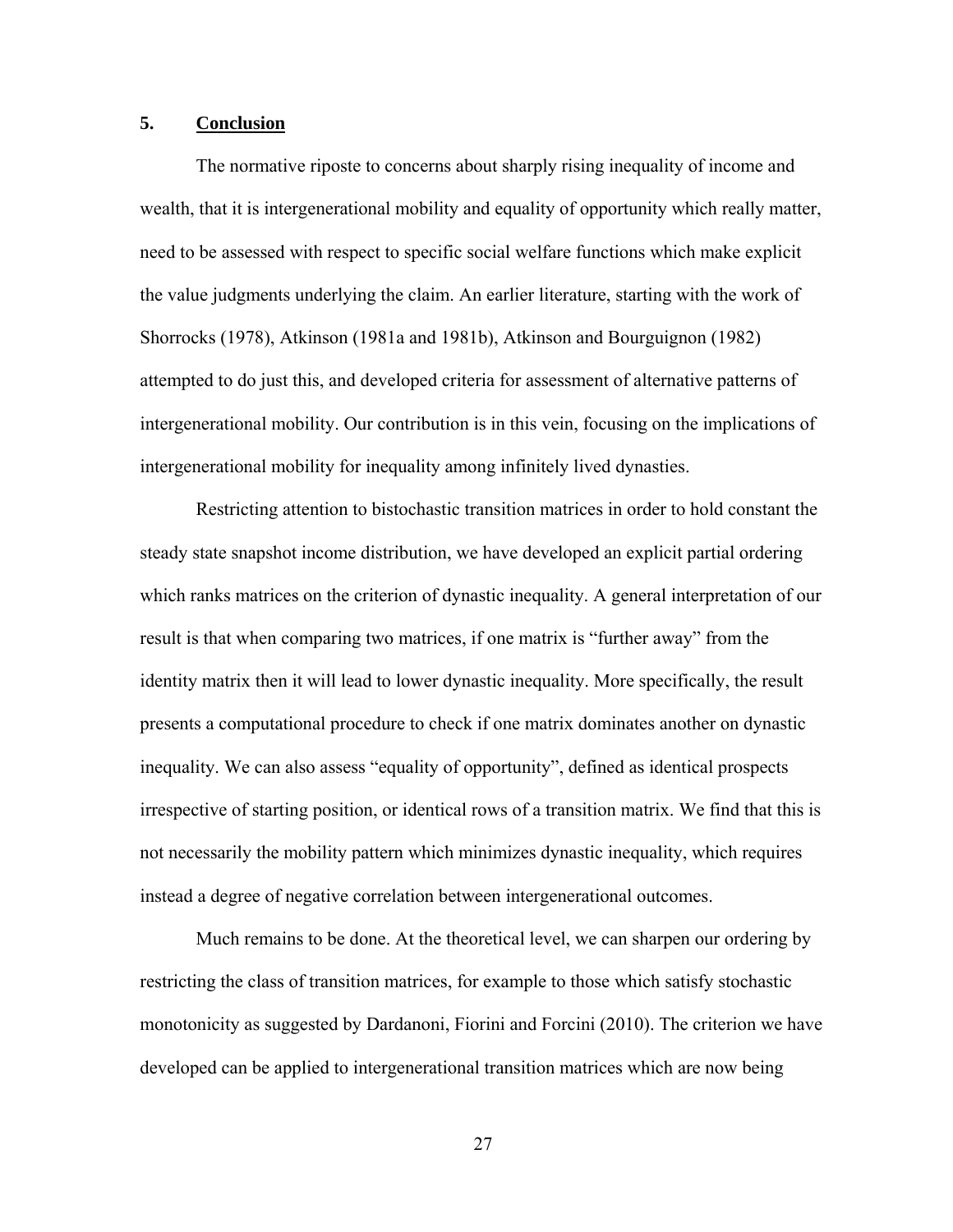## 5. Conclusion

The normative riposte to concerns about sharply rising inequality of income and wealth, that it is intergenerational mobility and equality of opportunity which really matter, need to be assessed with respect to specific social welfare functions which make explicit the value judgments underlying the claim. An earlier literature, starting with the work of Shorrocks (1978), Atkinson (1981a and 1981b), Atkinson and Bourguignon (1982) attempted to do just this, and developed criteria for assessment of alternative patterns of intergenerational mobility. Our contribution is in this vein, focusing on the implications of intergenerational mobility for inequality among infinitely lived dynasties.

Restricting attention to bistochastic transition matrices in order to hold constant the steady state snapshot income distribution, we have developed an explicit partial ordering which ranks matrices on the criterion of dynastic inequality. A general interpretation of our result is that when comparing two matrices, if one matrix is "further away" from the identity matrix then it will lead to lower dynastic inequality. More specifically, the result presents a computational procedure to check if one matrix dominates another on dynastic inequality. We can also assess "equality of opportunity", defined as identical prospects irrespective of starting position, or identical rows of a transition matrix. We find that this is not necessarily the mobility pattern which minimizes dynastic inequality, which requires instead a degree of negative correlation between intergenerational outcomes.

Much remains to be done. At the theoretical level, we can sharpen our ordering by restricting the class of transition matrices, for example to those which satisfy stochastic monotonicity as suggested by Dardanoni, Fiorini and Forcini (2010). The criterion we have developed can be applied to intergenerational transition matrices which are now being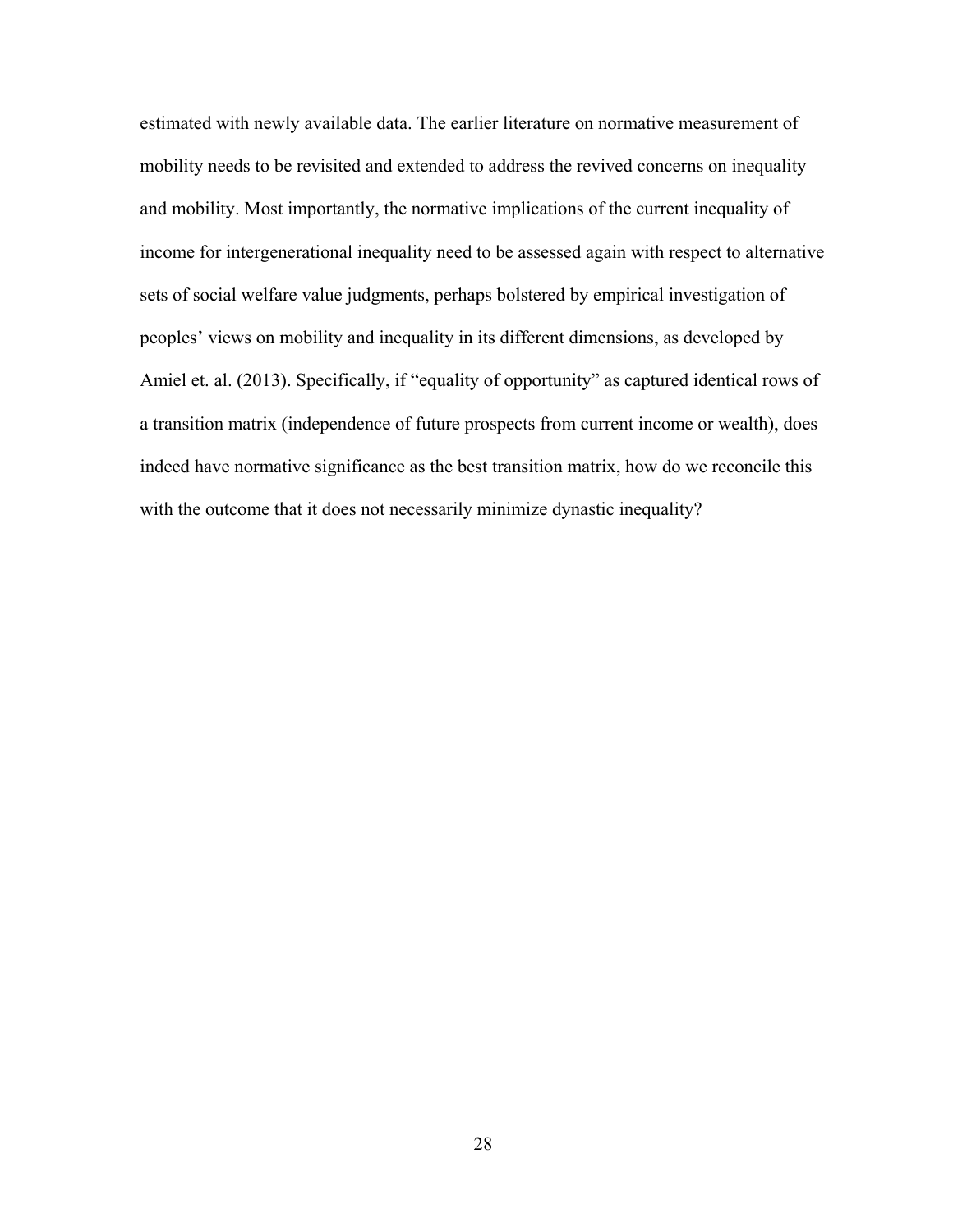estimated with newly available data. The earlier literature on normative measurement of mobility needs to be revisited and extended to address the revived concerns on inequality and mobility. Most importantly, the normative implications of the current inequality of income for intergenerational inequality need to be assessed again with respect to alternative sets of social welfare value judgments, perhaps bolstered by empirical investigation of peoples' views on mobility and inequality in its different dimensions, as developed by Amiel et. al. (2013). Specifically, if "equality of opportunity" as captured identical rows of a transition matrix (independence of future prospects from current income or wealth), does indeed have normative significance as the best transition matrix, how do we reconcile this with the outcome that it does not necessarily minimize dynastic inequality?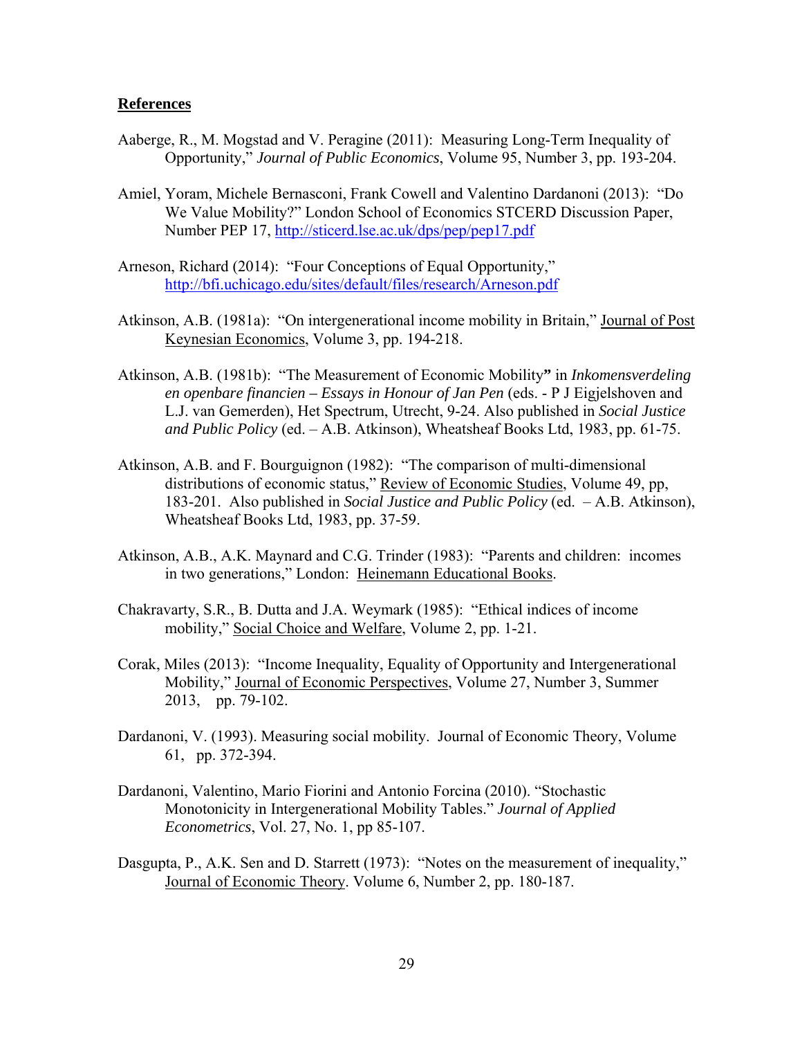**References**

Aaberge, R., M. Mogstad and V. Peragine (2011): Measuring Long-Term Inequality of Opportunity," *Journal of Public Economics*, Volume 95, Number 3, pp. 193-204.

Amiel, Yoram, Michele Bernasconi, Frank Cowell and Valentino Dardanoni (2013): "Do We Value Mobility?" London School of Economics STCERD Discussion Paper, Number PEP 17, http://sticerd.lse.ac.uk/dps/pep/pep17.pdf

Arneson, Richard (2014): "Four Conceptions of Equal Opportunity," http://bfi.uchicago.edu/sites/default/files/research/Arneson.pdf

Atkinson, A.B. (1981a): "On intergenerational income mobility in Britain," Journal of Post Keynesian Economics, Volume 3, pp. 194-218.

Atkinson, A.B. (1981b): "The Measurement of Economic Mobility**"** in *Inkomensverdeling en openbare financien – Essays in Honour of Jan Pen* (eds. - P J Eigjelshoven and L.J. van Gemerden), Het Spectrum, Utrecht, 9-24. Also published in *Social Justice and Public Policy* (ed. – A.B. Atkinson), Wheatsheaf Books Ltd, 1983, pp. 61-75.

Atkinson, A.B. and F. Bourguignon (1982): "The comparison of multi-dimensional distributions of economic status," Review of Economic Studies, Volume 49, pp, 183-201. Also published in *Social Justice and Public Policy* (ed. – A.B. Atkinson), Wheatsheaf Books Ltd, 1983, pp. 37-59.

Atkinson, A.B., A.K. Maynard and C.G. Trinder (1983): "Parents and children: incomes in two generations," London: Heinemann Educational Books.

Chakravarty, S.R., B. Dutta and J.A. Weymark (1985): "Ethical indices of income mobility," Social Choice and Welfare, Volume 2, pp. 1-21.

Corak, Miles (2013): "Income Inequality, Equality of Opportunity and Intergenerational Mobility," Journal of Economic Perspectives, Volume 27, Number 3, Summer 2013, pp. 79-102.

Dardanoni, V. (1993). Measuring social mobility. Journal of Economic Theory, Volume 61, pp. 372-394.

Dardanoni, Valentino, Mario Fiorini and Antonio Forcina (2010). "Stochastic Monotonicity in Intergenerational Mobility Tables." *Journal of Applied Econometrics*, Vol. 27, No. 1, pp 85-107.

Dasgupta, P., A.K. Sen and D. Starrett (1973): "Notes on the measurement of inequality," Journal of Economic Theory. Volume 6, Number 2, pp. 180-187.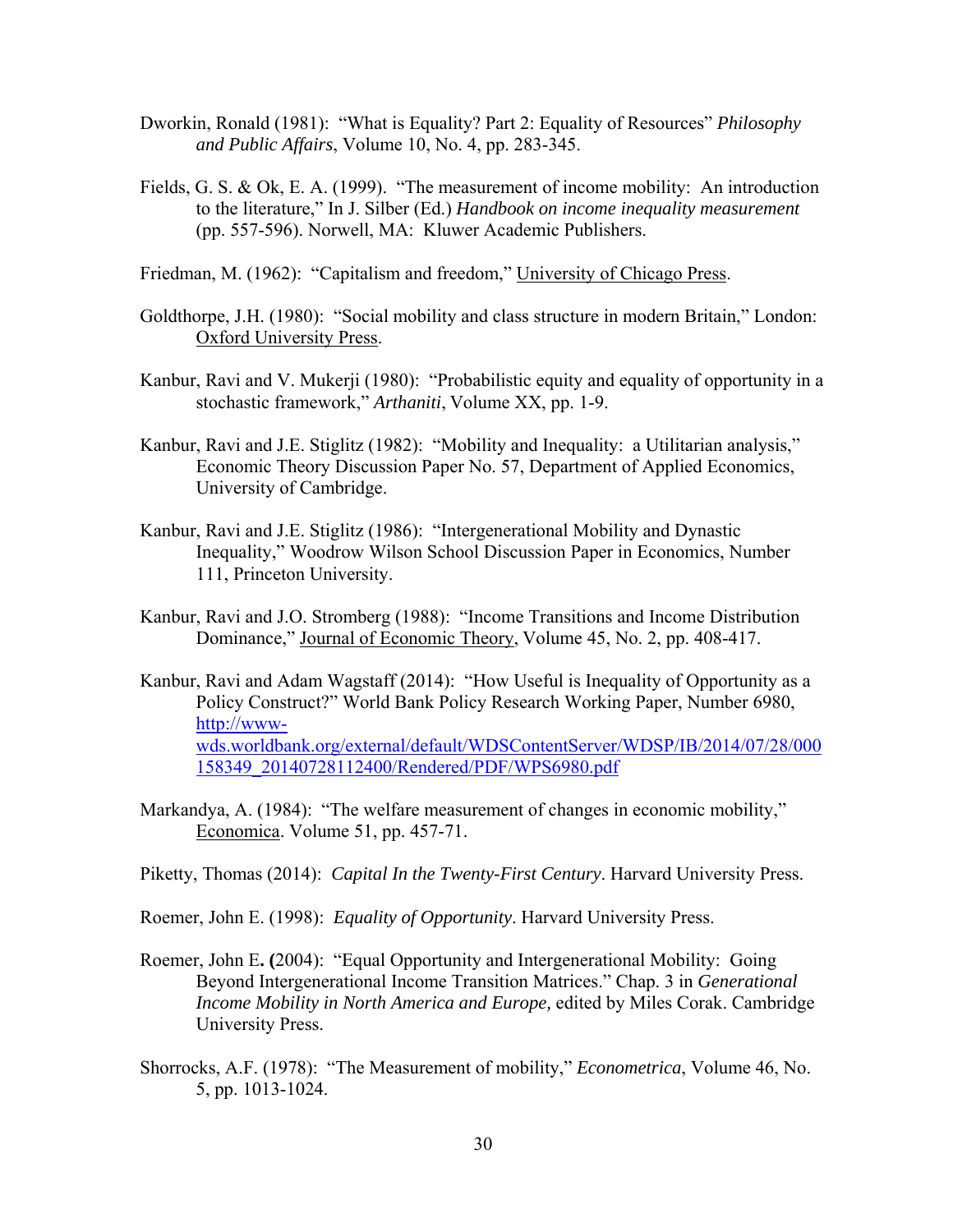Dworkin, Ronald (1981): "What is Equality? Part 2: Equality of Resources" *Philosophy and Public Affairs*, Volume 10, No. 4, pp. 283-345.

Fields, G. S. & Ok, E. A. (1999). "The measurement of income mobility: An introduction to the literature," In J. Silber (Ed.) *Handbook on income inequality measurement* (pp. 557-596). Norwell, MA: Kluwer Academic Publishers.

Friedman, M. (1962): "Capitalism and freedom," University of Chicago Press.

Goldthorpe, J.H. (1980): "Social mobility and class structure in modern Britain," London: Oxford University Press.

Kanbur, Ravi and V. Mukerji (1980): "Probabilistic equity and equality of opportunity in a stochastic framework," *Arthaniti*, Volume XX, pp. 1-9.

Kanbur, Ravi and J.E. Stiglitz (1982): "Mobility and Inequality: a Utilitarian analysis," Economic Theory Discussion Paper No. 57, Department of Applied Economics, University of Cambridge.

Kanbur, Ravi and J.E. Stiglitz (1986): "Intergenerational Mobility and Dynastic Inequality," Woodrow Wilson School Discussion Paper in Economics, Number 111, Princeton University.

Kanbur, Ravi and J.O. Stromberg (1988): "Income Transitions and Income Distribution Dominance," Journal of Economic Theory, Volume 45, No. 2, pp. 408-417.

Kanbur, Ravi and Adam Wagstaff (2014): "How Useful is Inequality of Opportunity as a Policy Construct?" World Bank Policy Research Working Paper, Number 6980, http://www-wds.worldbank.org/external/default/WDSContentServer/WDSP/IB/2014/07/28/000158349_20140728112400/Rendered/PDF/WPS6980.pdf

Markandya, A. (1984): "The welfare measurement of changes in economic mobility," Economica. Volume 51, pp. 457-71.

Piketty, Thomas (2014): *Capital In the Twenty-First Century*. Harvard University Press.

Roemer, John E. (1998): *Equality of Opportunity*. Harvard University Press.

Roemer, John E. (2004): "Equal Opportunity and Intergenerational Mobility: Going Beyond Intergenerational Income Transition Matrices." Chap. 3 in *Generational Income Mobility in North America and Europe,* edited by Miles Corak. Cambridge University Press.

Shorrocks, A.F. (1978): "The Measurement of mobility," *Econometrica*, Volume 46, No. 5, pp. 1013-1024.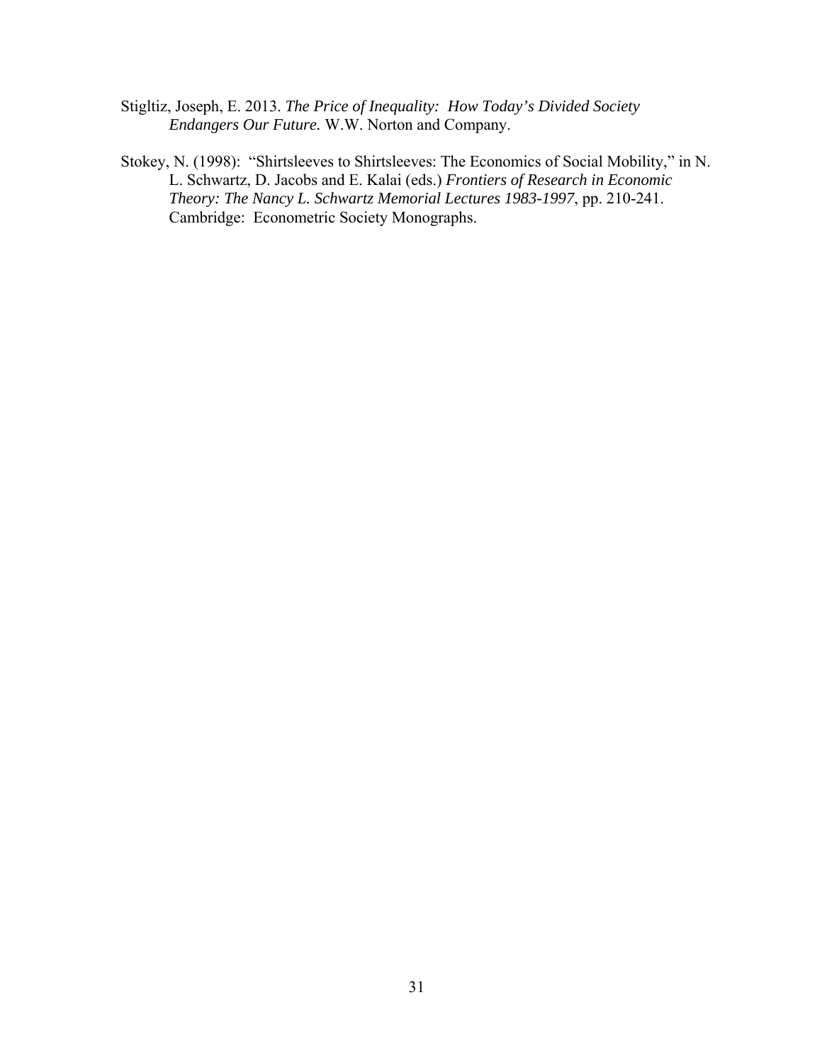Stigltiz, Joseph, E. 2013. *The Price of Inequality: How Today's Divided Society Endangers Our Future.* W.W. Norton and Company.

Stokey, N. (1998): "Shirtsleeves to Shirtsleeves: The Economics of Social Mobility," in N. L. Schwartz, D. Jacobs and E. Kalai (eds.) *Frontiers of Research in Economic Theory: The Nancy L. Schwartz Memorial Lectures 1983-1997*, pp. 210-241. Cambridge: Econometric Society Monographs.